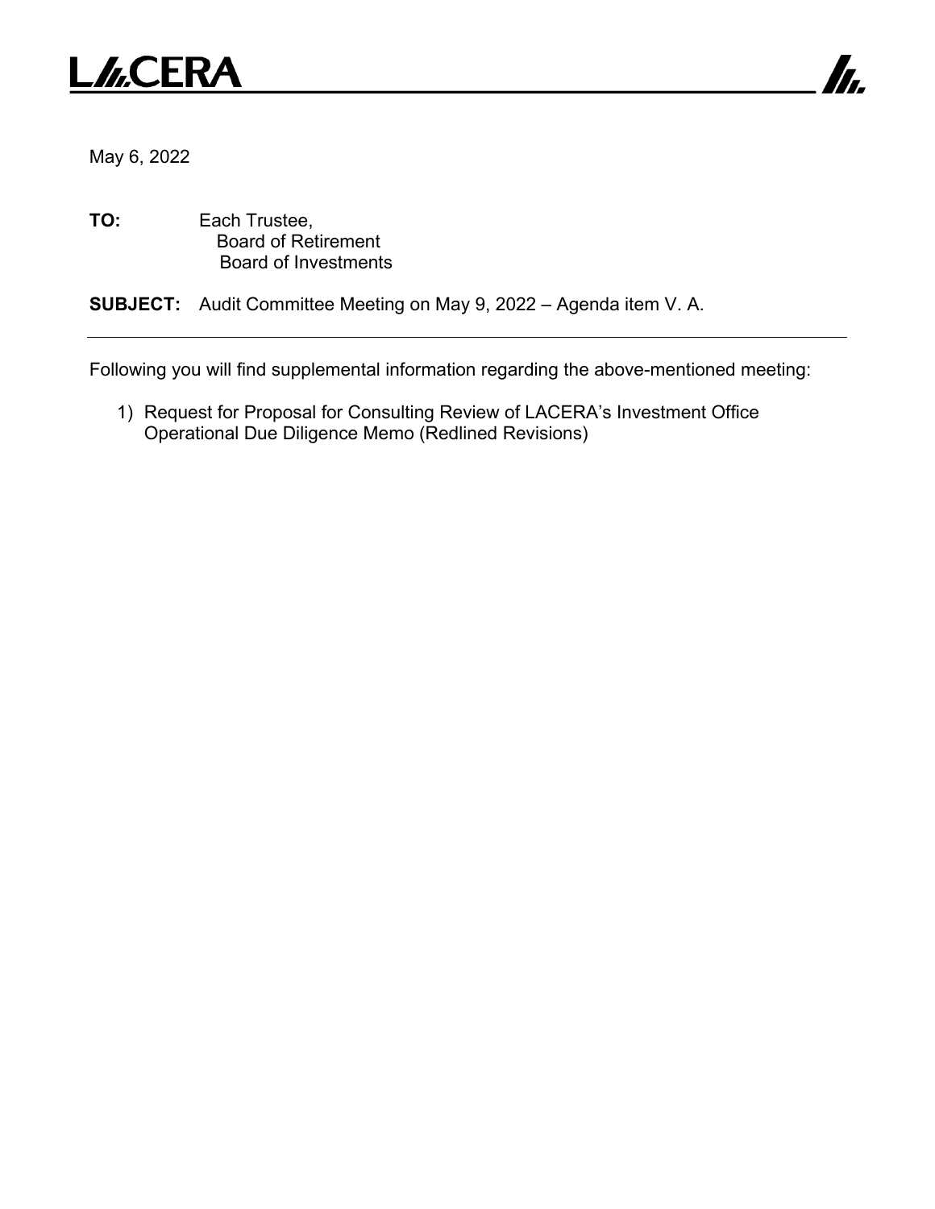LACERA

May 6, 2022

**TO:** Each Trustee,
Board of Retirement
Board of Investments

**SUBJECT:** Audit Committee Meeting on May 9, 2022 – Agenda item V. A.

---

Following you will find supplemental information regarding the above-mentioned meeting:

1) Request for Proposal for Consulting Review of LACERA's Investment Office Operational Due Diligence Memo (Redlined Revisions)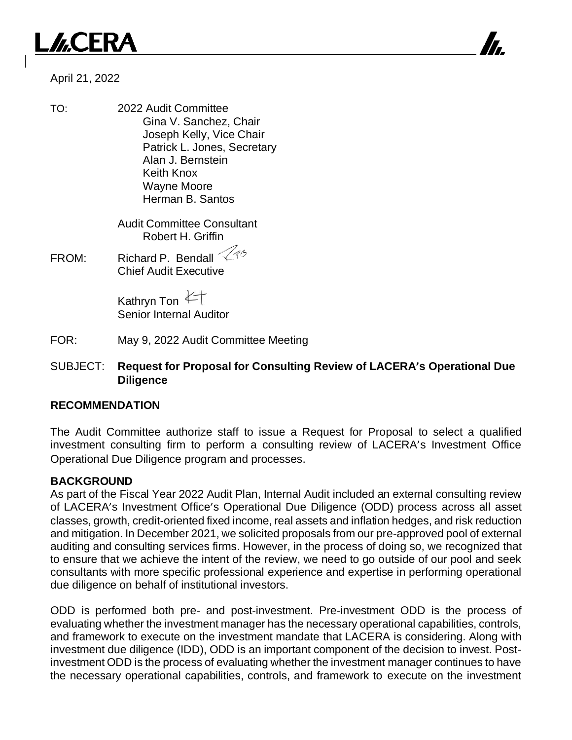# LACERA

April 21, 2022

TO: 2022 Audit Committee
Gina V. Sanchez, Chair
Joseph Kelly, Vice Chair
Patrick L. Jones, Secretary
Alan J. Bernstein
Keith Knox
Wayne Moore
Herman B. Santos

Audit Committee Consultant
Robert H. Griffin

FROM: Richard P. Bendall
Chief Audit Executive

Kathryn Ton
Senior Internal Auditor

FOR: May 9, 2022 Audit Committee Meeting

SUBJECT: **Request for Proposal for Consulting Review of LACERA's Operational Due Diligence**

## RECOMMENDATION

The Audit Committee authorize staff to issue a Request for Proposal to select a qualified investment consulting firm to perform a consulting review of LACERA's Investment Office Operational Due Diligence program and processes.

## BACKGROUND

As part of the Fiscal Year 2022 Audit Plan, Internal Audit included an external consulting review of LACERA's Investment Office's Operational Due Diligence (ODD) process across all asset classes, growth, credit-oriented fixed income, real assets and inflation hedges, and risk reduction and mitigation. In December 2021, we solicited proposals from our pre-approved pool of external auditing and consulting services firms. However, in the process of doing so, we recognized that to ensure that we achieve the intent of the review, we need to go outside of our pool and seek consultants with more specific professional experience and expertise in performing operational due diligence on behalf of institutional investors.

ODD is performed both pre- and post-investment. Pre-investment ODD is the process of evaluating whether the investment manager has the necessary operational capabilities, controls, and framework to execute on the investment mandate that LACERA is considering. Along with investment due diligence (IDD), ODD is an important component of the decision to invest. Post-investment ODD is the process of evaluating whether the investment manager continues to have the necessary operational capabilities, controls, and framework to execute on the investment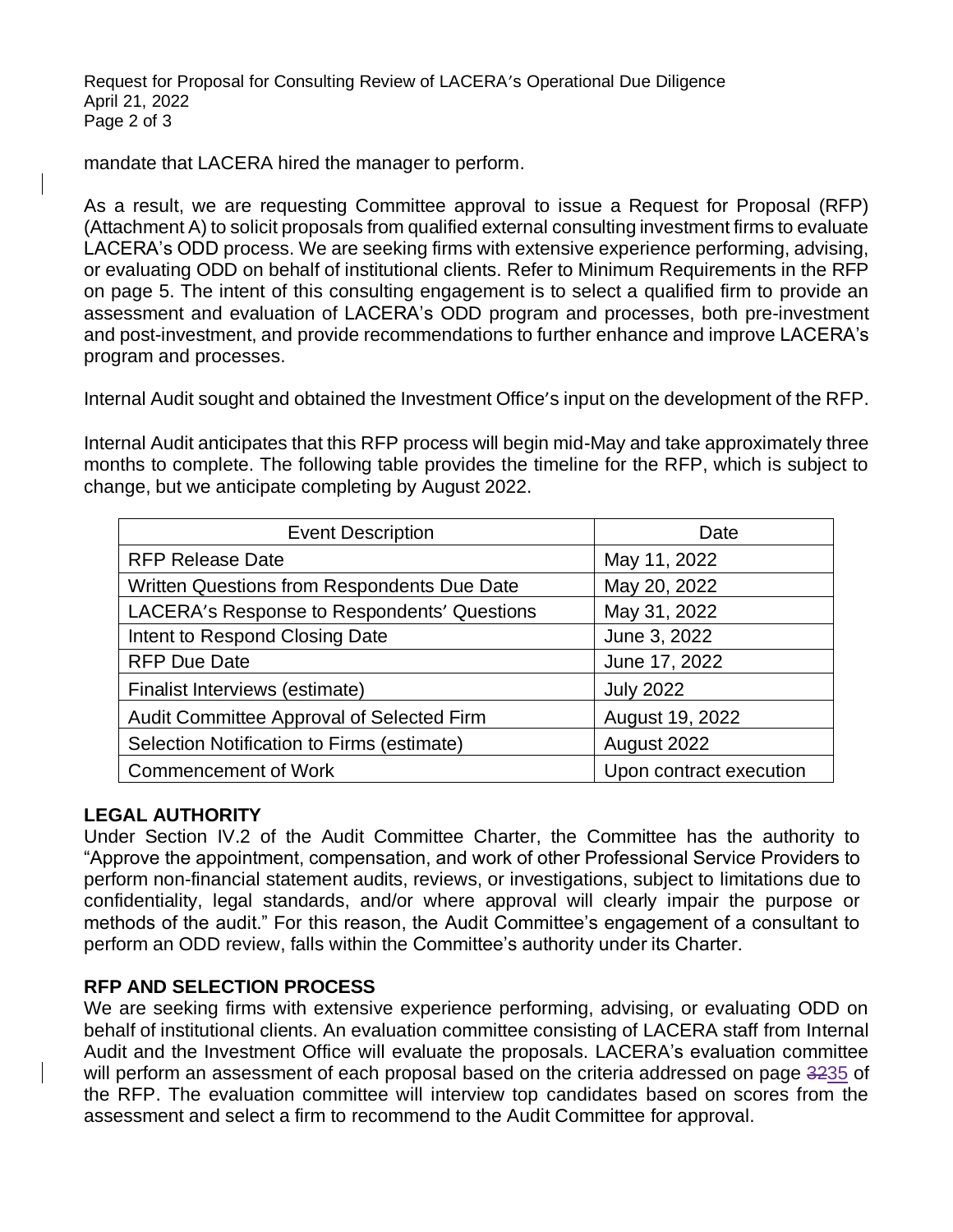mandate that LACERA hired the manager to perform.

As a result, we are requesting Committee approval to issue a Request for Proposal (RFP) (Attachment A) to solicit proposals from qualified external consulting investment firms to evaluate LACERA's ODD process. We are seeking firms with extensive experience performing, advising, or evaluating ODD on behalf of institutional clients. Refer to Minimum Requirements in the RFP on page 5. The intent of this consulting engagement is to select a qualified firm to provide an assessment and evaluation of LACERA's ODD program and processes, both pre-investment and post-investment, and provide recommendations to further enhance and improve LACERA's program and processes.

Internal Audit sought and obtained the Investment Office's input on the development of the RFP.

Internal Audit anticipates that this RFP process will begin mid-May and take approximately three months to complete. The following table provides the timeline for the RFP, which is subject to change, but we anticipate completing by August 2022.

| Event Description | Date |
|---|---|
| RFP Release Date | May 11, 2022 |
| Written Questions from Respondents Due Date | May 20, 2022 |
| LACERA's Response to Respondents' Questions | May 31, 2022 |
| Intent to Respond Closing Date | June 3, 2022 |
| RFP Due Date | June 17, 2022 |
| Finalist Interviews (estimate) | July 2022 |
| Audit Committee Approval of Selected Firm | August 19, 2022 |
| Selection Notification to Firms (estimate) | August 2022 |
| Commencement of Work | Upon contract execution |

## LEGAL AUTHORITY

Under Section IV.2 of the Audit Committee Charter, the Committee has the authority to "Approve the appointment, compensation, and work of other Professional Service Providers to perform non-financial statement audits, reviews, or investigations, subject to limitations due to confidentiality, legal standards, and/or where approval will clearly impair the purpose or methods of the audit." For this reason, the Audit Committee's engagement of a consultant to perform an ODD review, falls within the Committee's authority under its Charter.

## RFP AND SELECTION PROCESS

We are seeking firms with extensive experience performing, advising, or evaluating ODD on behalf of institutional clients. An evaluation committee consisting of LACERA staff from Internal Audit and the Investment Office will evaluate the proposals. LACERA's evaluation committee will perform an assessment of each proposal based on the criteria addressed on page ~~32~~35 of the RFP. The evaluation committee will interview top candidates based on scores from the assessment and select a firm to recommend to the Audit Committee for approval.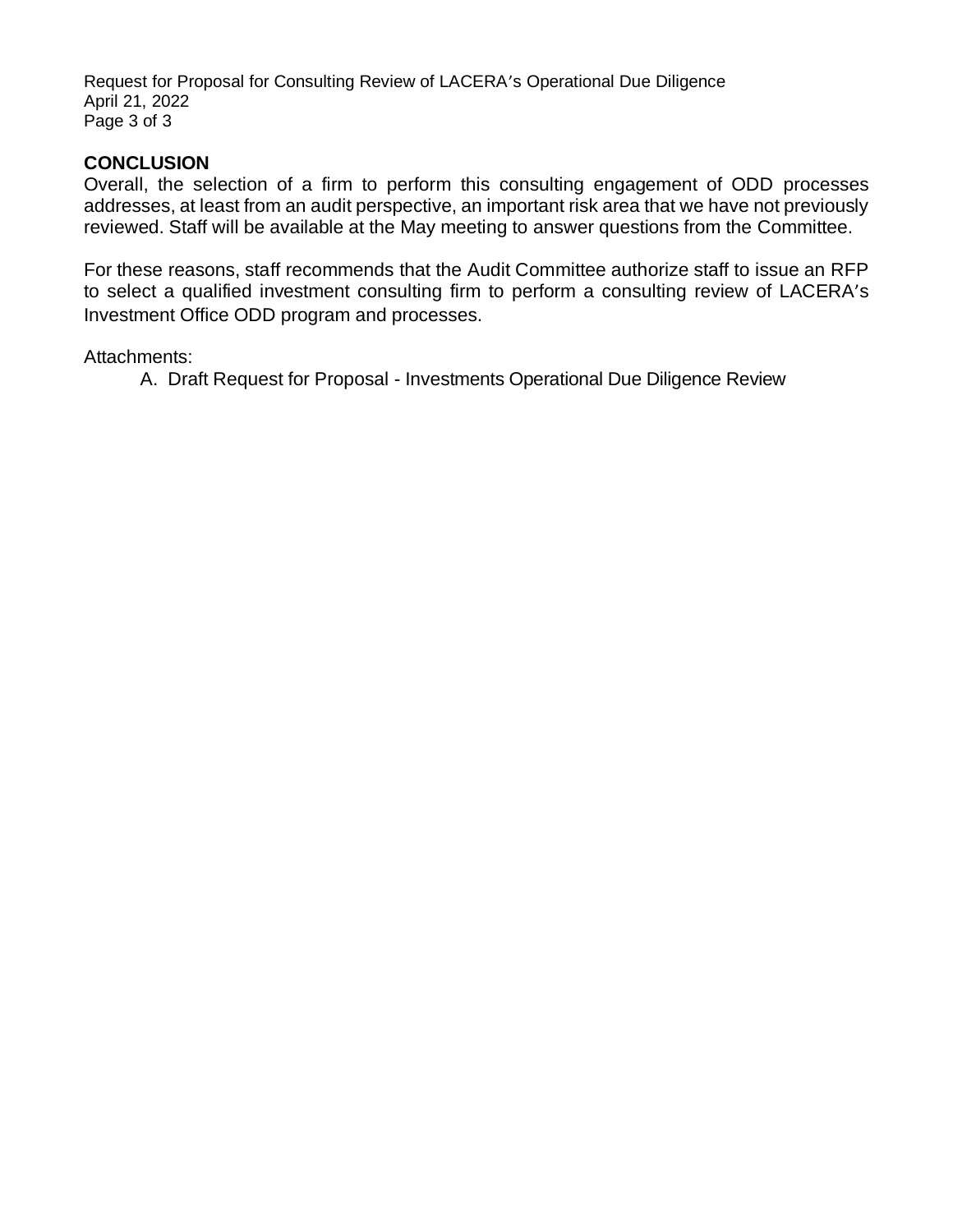**CONCLUSION**

Overall, the selection of a firm to perform this consulting engagement of ODD processes addresses, at least from an audit perspective, an important risk area that we have not previously reviewed. Staff will be available at the May meeting to answer questions from the Committee.

For these reasons, staff recommends that the Audit Committee authorize staff to issue an RFP to select a qualified investment consulting firm to perform a consulting review of LACERA's Investment Office ODD program and processes.

Attachments:

A. Draft Request for Proposal - Investments Operational Due Diligence Review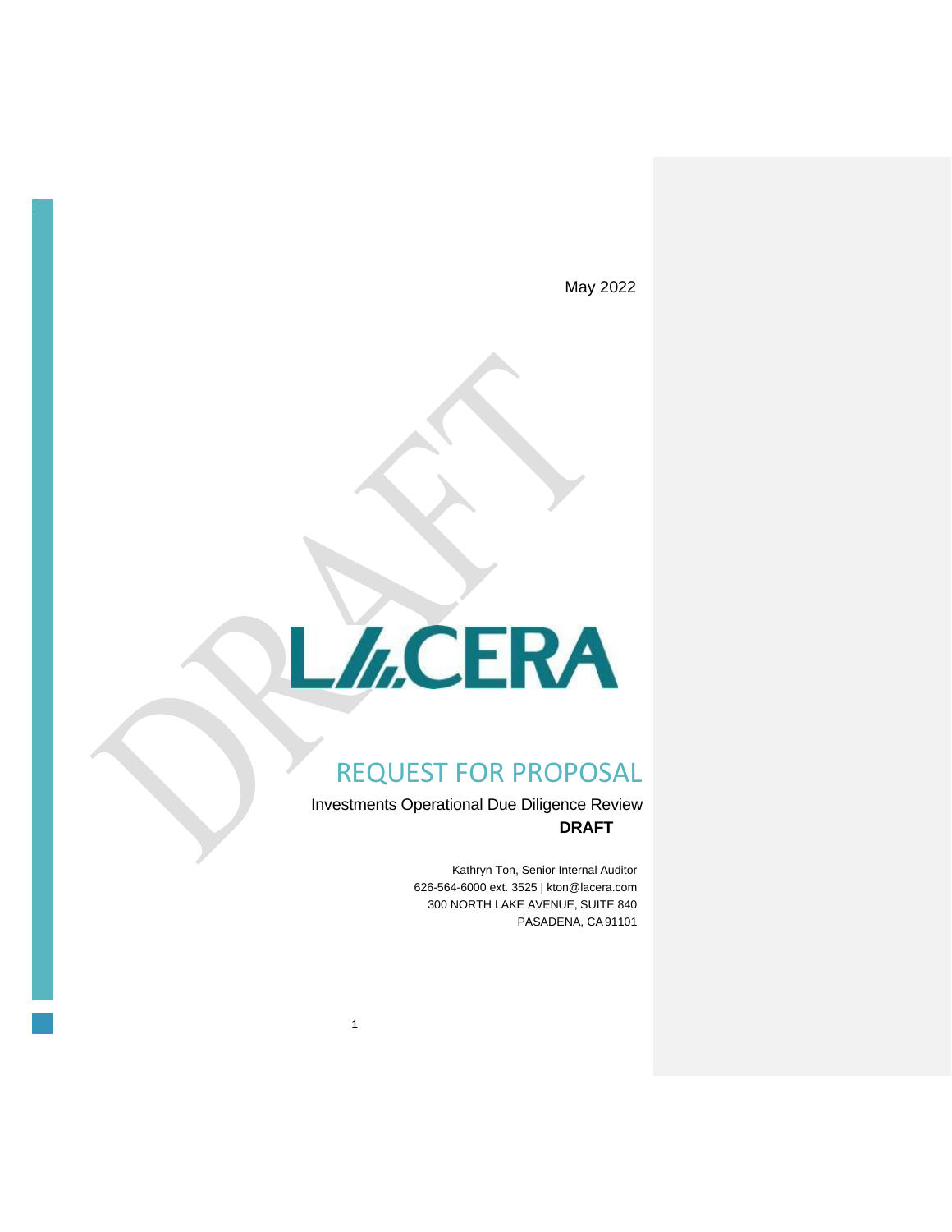May 2022

LACERA

# REQUEST FOR PROPOSAL

Investments Operational Due Diligence Review

**DRAFT**

Kathryn Ton, Senior Internal Auditor
626-564-6000 ext. 3525 | kton@lacera.com
300 NORTH LAKE AVENUE, SUITE 840
PASADENA, CA 91101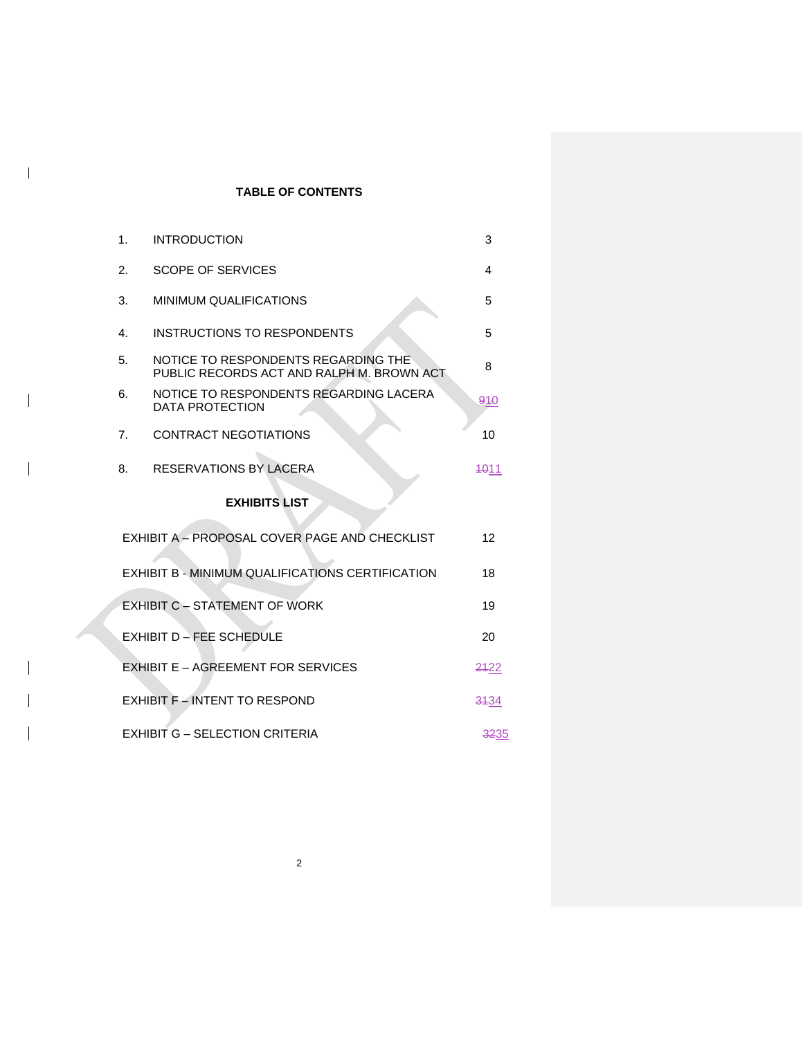**TABLE OF CONTENTS**

| | | |
|---|---|---|
| 1. | INTRODUCTION | 3 |
| 2. | SCOPE OF SERVICES | 4 |
| 3. | MINIMUM QUALIFICATIONS | 5 |
| 4. | INSTRUCTIONS TO RESPONDENTS | 5 |
| 5. | NOTICE TO RESPONDENTS REGARDING THE PUBLIC RECORDS ACT AND RALPH M. BROWN ACT | 8 |
| 6. | NOTICE TO RESPONDENTS REGARDING LACERA DATA PROTECTION | ~~9~~10 |
| 7. | CONTRACT NEGOTIATIONS | 10 |
| 8. | RESERVATIONS BY LACERA | ~~10~~11 |

**EXHIBITS LIST**

| | |
|---|---|
| EXHIBIT A – PROPOSAL COVER PAGE AND CHECKLIST | 12 |
| EXHIBIT B - MINIMUM QUALIFICATIONS CERTIFICATION | 18 |
| EXHIBIT C – STATEMENT OF WORK | 19 |
| EXHIBIT D – FEE SCHEDULE | 20 |
| EXHIBIT E – AGREEMENT FOR SERVICES | ~~21~~22 |
| EXHIBIT F – INTENT TO RESPOND | ~~31~~34 |
| EXHIBIT G – SELECTION CRITERIA | ~~32~~35 |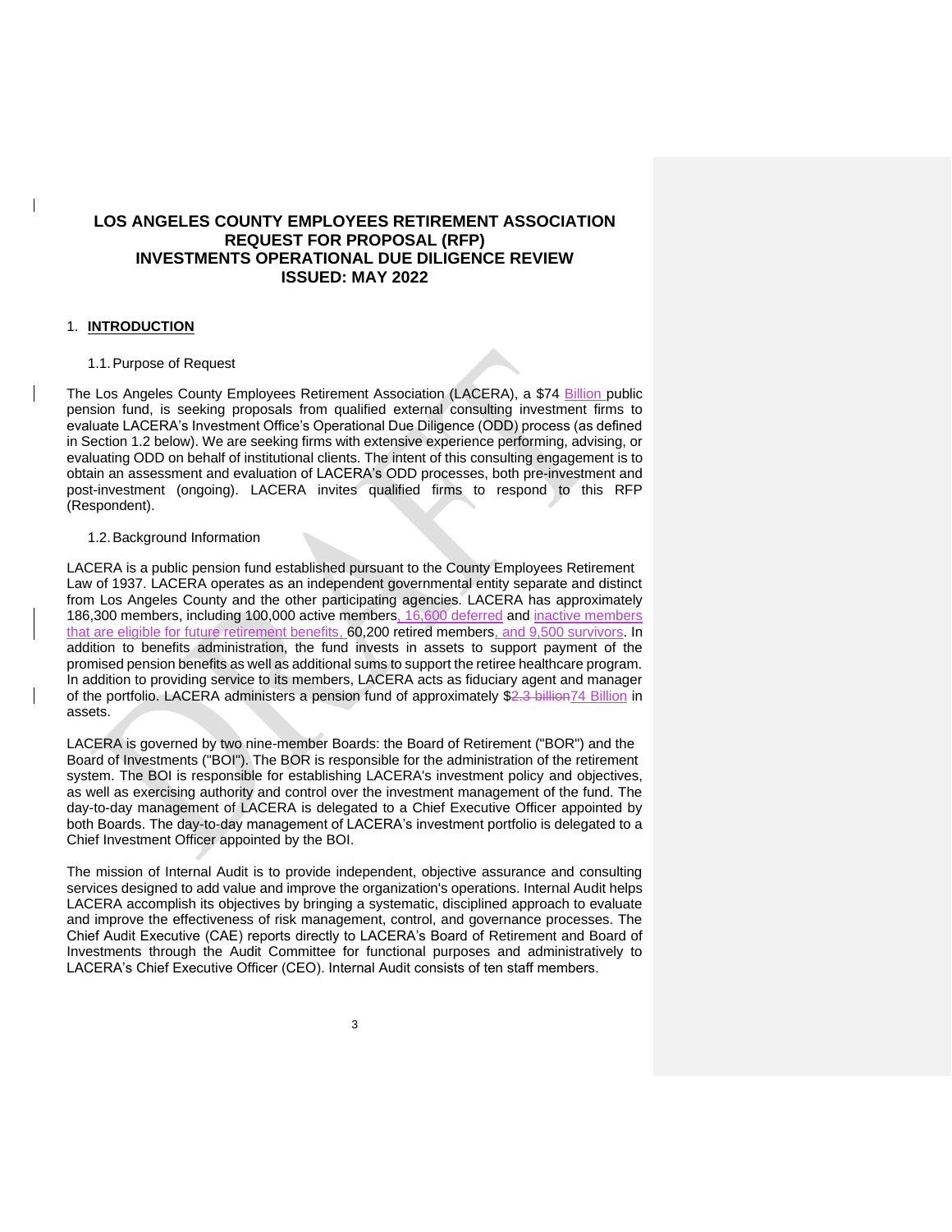# LOS ANGELES COUNTY EMPLOYEES RETIREMENT ASSOCIATION
# REQUEST FOR PROPOSAL (RFP)
# INVESTMENTS OPERATIONAL DUE DILIGENCE REVIEW
# ISSUED: MAY 2022

## 1. INTRODUCTION

### 1.1. Purpose of Request

The Los Angeles County Employees Retirement Association (LACERA), a $74 Billion public pension fund, is seeking proposals from qualified external consulting investment firms to evaluate LACERA's Investment Office's Operational Due Diligence (ODD) process (as defined in Section 1.2 below). We are seeking firms with extensive experience performing, advising, or evaluating ODD on behalf of institutional clients. The intent of this consulting engagement is to obtain an assessment and evaluation of LACERA's ODD processes, both pre-investment and post-investment (ongoing). LACERA invites qualified firms to respond to this RFP (Respondent).

### 1.2. Background Information

LACERA is a public pension fund established pursuant to the County Employees Retirement Law of 1937. LACERA operates as an independent governmental entity separate and distinct from Los Angeles County and the other participating agencies. LACERA has approximately 186,300 members, including 100,000 active members, 16,600 deferred and inactive members that are eligible for future retirement benefits, 60,200 retired members, and 9,500 survivors. In addition to benefits administration, the fund invests in assets to support payment of the promised pension benefits as well as additional sums to support the retiree healthcare program. In addition to providing service to its members, LACERA acts as fiduciary agent and manager of the portfolio. LACERA administers a pension fund of approximately $~~2.3 billion~~74 Billion in assets.

LACERA is governed by two nine-member Boards: the Board of Retirement ("BOR") and the Board of Investments ("BOI"). The BOR is responsible for the administration of the retirement system. The BOI is responsible for establishing LACERA's investment policy and objectives, as well as exercising authority and control over the investment management of the fund. The day-to-day management of LACERA is delegated to a Chief Executive Officer appointed by both Boards. The day-to-day management of LACERA's investment portfolio is delegated to a Chief Investment Officer appointed by the BOI.

The mission of Internal Audit is to provide independent, objective assurance and consulting services designed to add value and improve the organization's operations. Internal Audit helps LACERA accomplish its objectives by bringing a systematic, disciplined approach to evaluate and improve the effectiveness of risk management, control, and governance processes. The Chief Audit Executive (CAE) reports directly to LACERA's Board of Retirement and Board of Investments through the Audit Committee for functional purposes and administratively to LACERA's Chief Executive Officer (CEO). Internal Audit consists of ten staff members.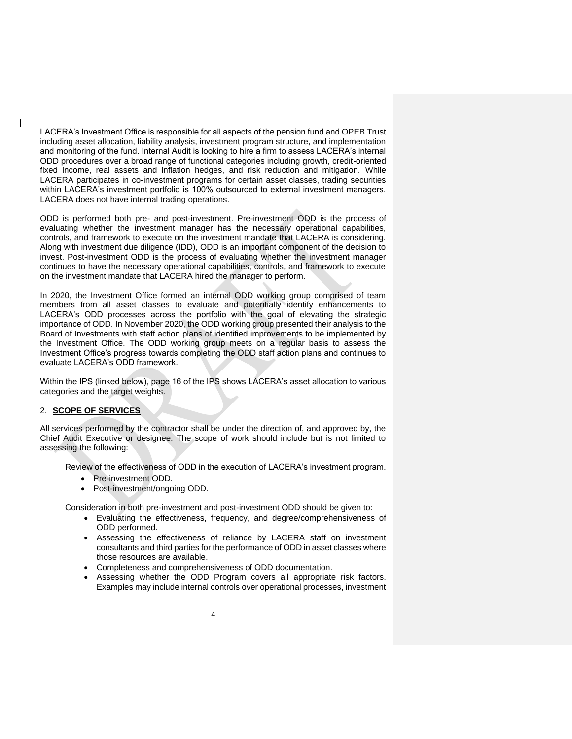LACERA's Investment Office is responsible for all aspects of the pension fund and OPEB Trust including asset allocation, liability analysis, investment program structure, and implementation and monitoring of the fund. Internal Audit is looking to hire a firm to assess LACERA's internal ODD procedures over a broad range of functional categories including growth, credit-oriented fixed income, real assets and inflation hedges, and risk reduction and mitigation. While LACERA participates in co-investment programs for certain asset classes, trading securities within LACERA's investment portfolio is 100% outsourced to external investment managers. LACERA does not have internal trading operations.

ODD is performed both pre- and post-investment. Pre-investment ODD is the process of evaluating whether the investment manager has the necessary operational capabilities, controls, and framework to execute on the investment mandate that LACERA is considering. Along with investment due diligence (IDD), ODD is an important component of the decision to invest. Post-investment ODD is the process of evaluating whether the investment manager continues to have the necessary operational capabilities, controls, and framework to execute on the investment mandate that LACERA hired the manager to perform.

In 2020, the Investment Office formed an internal ODD working group comprised of team members from all asset classes to evaluate and potentially identify enhancements to LACERA's ODD processes across the portfolio with the goal of elevating the strategic importance of ODD. In November 2020, the ODD working group presented their analysis to the Board of Investments with staff action plans of identified improvements to be implemented by the Investment Office. The ODD working group meets on a regular basis to assess the Investment Office's progress towards completing the ODD staff action plans and continues to evaluate LACERA's ODD framework.

Within the IPS (linked below), page 16 of the IPS shows LACERA's asset allocation to various categories and the target weights.

## 2. **SCOPE OF SERVICES**

All services performed by the contractor shall be under the direction of, and approved by, the Chief Audit Executive or designee. The scope of work should include but is not limited to assessing the following:

Review of the effectiveness of ODD in the execution of LACERA's investment program.

- Pre-investment ODD.
- Post-investment/ongoing ODD.

Consideration in both pre-investment and post-investment ODD should be given to:

- Evaluating the effectiveness, frequency, and degree/comprehensiveness of ODD performed.
- Assessing the effectiveness of reliance by LACERA staff on investment consultants and third parties for the performance of ODD in asset classes where those resources are available.
- Completeness and comprehensiveness of ODD documentation.
- Assessing whether the ODD Program covers all appropriate risk factors. Examples may include internal controls over operational processes, investment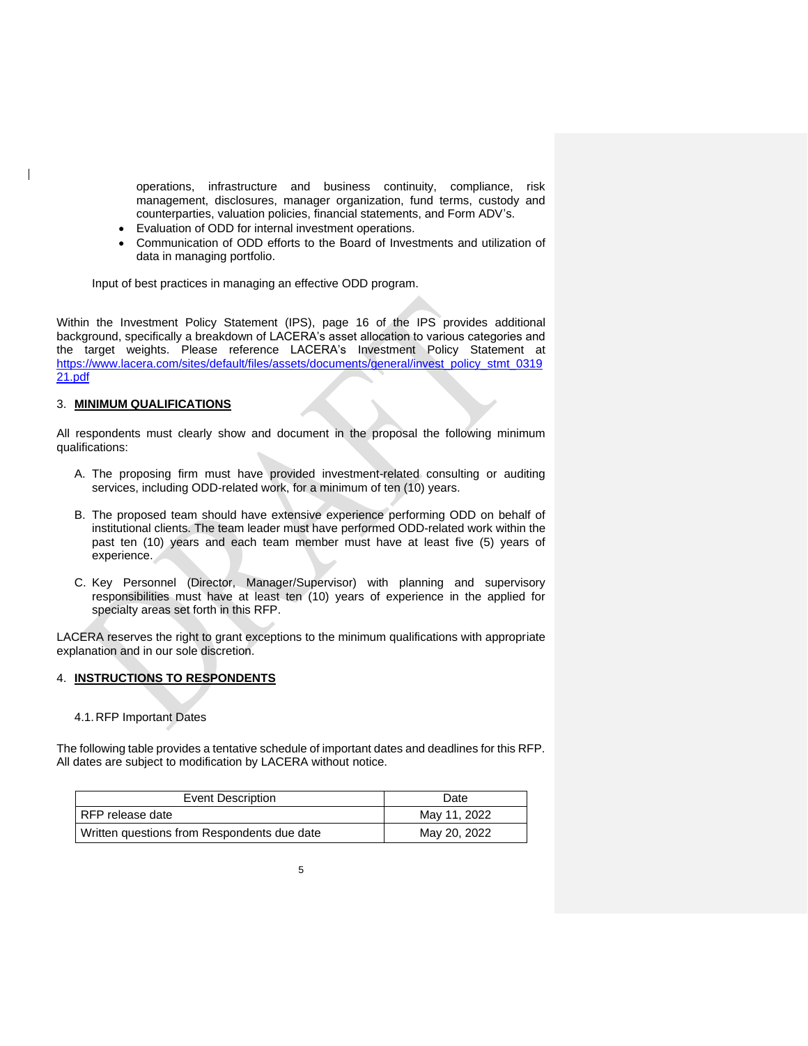operations, infrastructure and business continuity, compliance, risk management, disclosures, manager organization, fund terms, custody and counterparties, valuation policies, financial statements, and Form ADV's.

- Evaluation of ODD for internal investment operations.
- Communication of ODD efforts to the Board of Investments and utilization of data in managing portfolio.

Input of best practices in managing an effective ODD program.

Within the Investment Policy Statement (IPS), page 16 of the IPS provides additional background, specifically a breakdown of LACERA's asset allocation to various categories and the target weights. Please reference LACERA's Investment Policy Statement at https://www.lacera.com/sites/default/files/assets/documents/general/invest_policy_stmt_031921.pdf

## 3. MINIMUM QUALIFICATIONS

All respondents must clearly show and document in the proposal the following minimum qualifications:

A. The proposing firm must have provided investment-related consulting or auditing services, including ODD-related work, for a minimum of ten (10) years.

B. The proposed team should have extensive experience performing ODD on behalf of institutional clients. The team leader must have performed ODD-related work within the past ten (10) years and each team member must have at least five (5) years of experience.

C. Key Personnel (Director, Manager/Supervisor) with planning and supervisory responsibilities must have at least ten (10) years of experience in the applied for specialty areas set forth in this RFP.

LACERA reserves the right to grant exceptions to the minimum qualifications with appropriate explanation and in our sole discretion.

## 4. INSTRUCTIONS TO RESPONDENTS

### 4.1. RFP Important Dates

The following table provides a tentative schedule of important dates and deadlines for this RFP. All dates are subject to modification by LACERA without notice.

| Event Description | Date |
|---|---|
| RFP release date | May 11, 2022 |
| Written questions from Respondents due date | May 20, 2022 |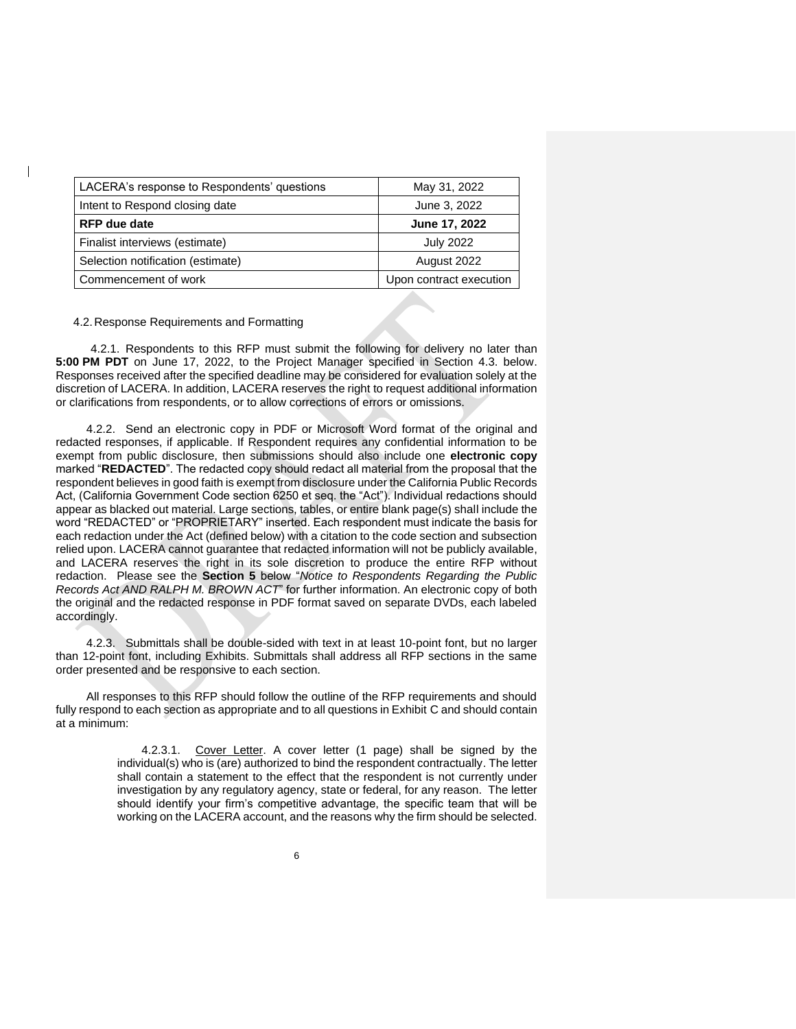| LACERA's response to Respondents' questions | May 31, 2022 |
| --- | --- |
| Intent to Respond closing date | June 3, 2022 |
| **RFP due date** | **June 17, 2022** |
| Finalist interviews (estimate) | July 2022 |
| Selection notification (estimate) | August 2022 |
| Commencement of work | Upon contract execution |

4.2. Response Requirements and Formatting

4.2.1. Respondents to this RFP must submit the following for delivery no later than **5:00 PM PDT** on June 17, 2022, to the Project Manager specified in Section 4.3. below. Responses received after the specified deadline may be considered for evaluation solely at the discretion of LACERA. In addition, LACERA reserves the right to request additional information or clarifications from respondents, or to allow corrections of errors or omissions.

4.2.2. Send an electronic copy in PDF or Microsoft Word format of the original and redacted responses, if applicable. If Respondent requires any confidential information to be exempt from public disclosure, then submissions should also include one **electronic copy** marked "**REDACTED**". The redacted copy should redact all material from the proposal that the respondent believes in good faith is exempt from disclosure under the California Public Records Act, (California Government Code section 6250 et seq. the "Act"). Individual redactions should appear as blacked out material. Large sections, tables, or entire blank page(s) shall include the word "REDACTED" or "PROPRIETARY" inserted. Each respondent must indicate the basis for each redaction under the Act (defined below) with a citation to the code section and subsection relied upon. LACERA cannot guarantee that redacted information will not be publicly available, and LACERA reserves the right in its sole discretion to produce the entire RFP without redaction. Please see the **Section 5** below "*Notice to Respondents Regarding the Public Records Act AND RALPH M. BROWN ACT*" for further information. An electronic copy of both the original and the redacted response in PDF format saved on separate DVDs, each labeled accordingly.

4.2.3. Submittals shall be double-sided with text in at least 10-point font, but no larger than 12-point font, including Exhibits. Submittals shall address all RFP sections in the same order presented and be responsive to each section.

All responses to this RFP should follow the outline of the RFP requirements and should fully respond to each section as appropriate and to all questions in Exhibit C and should contain at a minimum:

4.2.3.1. Cover Letter. A cover letter (1 page) shall be signed by the individual(s) who is (are) authorized to bind the respondent contractually. The letter shall contain a statement to the effect that the respondent is not currently under investigation by any regulatory agency, state or federal, for any reason. The letter should identify your firm's competitive advantage, the specific team that will be working on the LACERA account, and the reasons why the firm should be selected.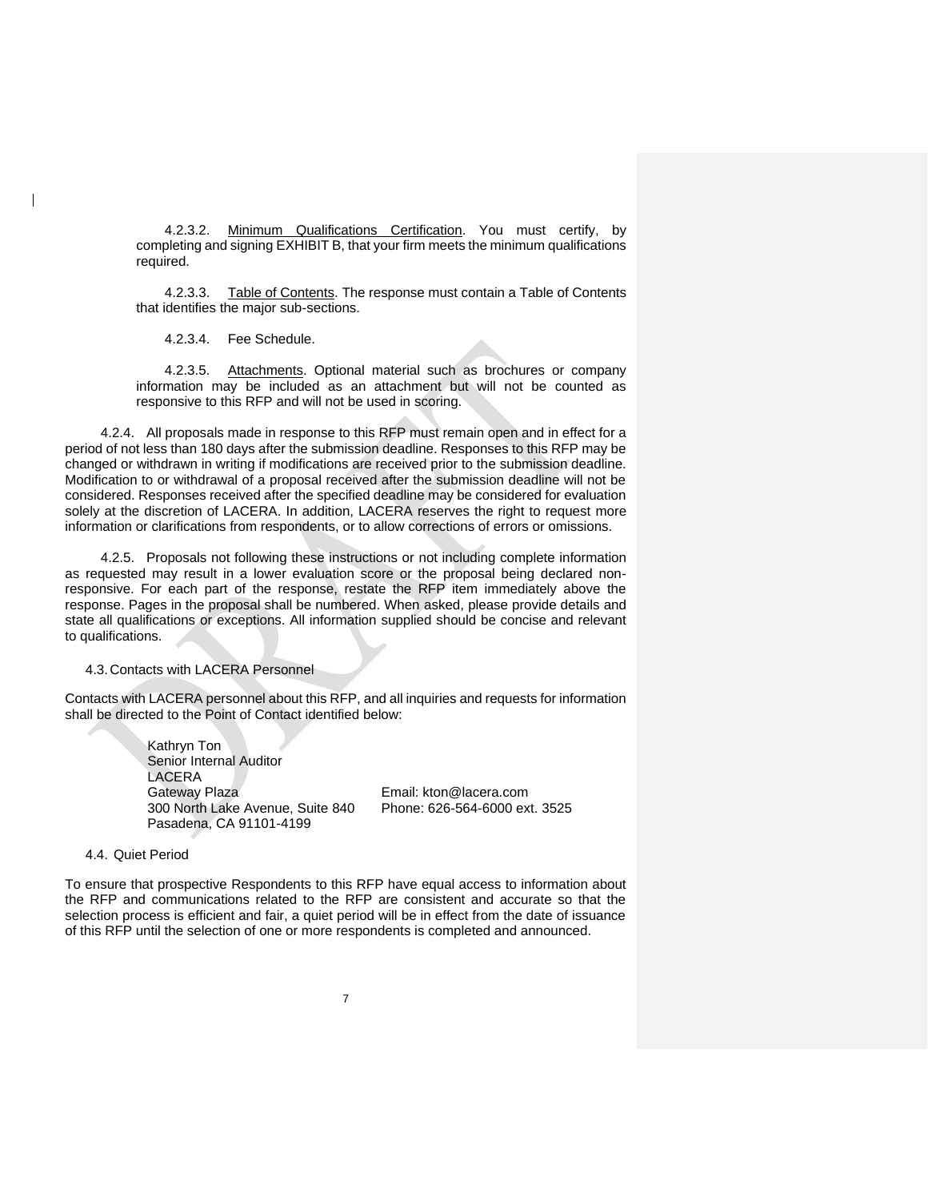4.2.3.2. Minimum Qualifications Certification. You must certify, by completing and signing EXHIBIT B, that your firm meets the minimum qualifications required.

4.2.3.3. Table of Contents. The response must contain a Table of Contents that identifies the major sub-sections.

4.2.3.4. Fee Schedule.

4.2.3.5. Attachments. Optional material such as brochures or company information may be included as an attachment but will not be counted as responsive to this RFP and will not be used in scoring.

4.2.4. All proposals made in response to this RFP must remain open and in effect for a period of not less than 180 days after the submission deadline. Responses to this RFP may be changed or withdrawn in writing if modifications are received prior to the submission deadline. Modification to or withdrawal of a proposal received after the submission deadline will not be considered. Responses received after the specified deadline may be considered for evaluation solely at the discretion of LACERA. In addition, LACERA reserves the right to request more information or clarifications from respondents, or to allow corrections of errors or omissions.

4.2.5. Proposals not following these instructions or not including complete information as requested may result in a lower evaluation score or the proposal being declared non-responsive. For each part of the response, restate the RFP item immediately above the response. Pages in the proposal shall be numbered. When asked, please provide details and state all qualifications or exceptions. All information supplied should be concise and relevant to qualifications.

4.3. Contacts with LACERA Personnel

Contacts with LACERA personnel about this RFP, and all inquiries and requests for information shall be directed to the Point of Contact identified below:

Kathryn Ton
Senior Internal Auditor
LACERA
Gateway Plaza
300 North Lake Avenue, Suite 840
Pasadena, CA 91101-4199

Email: kton@lacera.com
Phone: 626-564-6000 ext. 3525

4.4. Quiet Period

To ensure that prospective Respondents to this RFP have equal access to information about the RFP and communications related to the RFP are consistent and accurate so that the selection process is efficient and fair, a quiet period will be in effect from the date of issuance of this RFP until the selection of one or more respondents is completed and announced.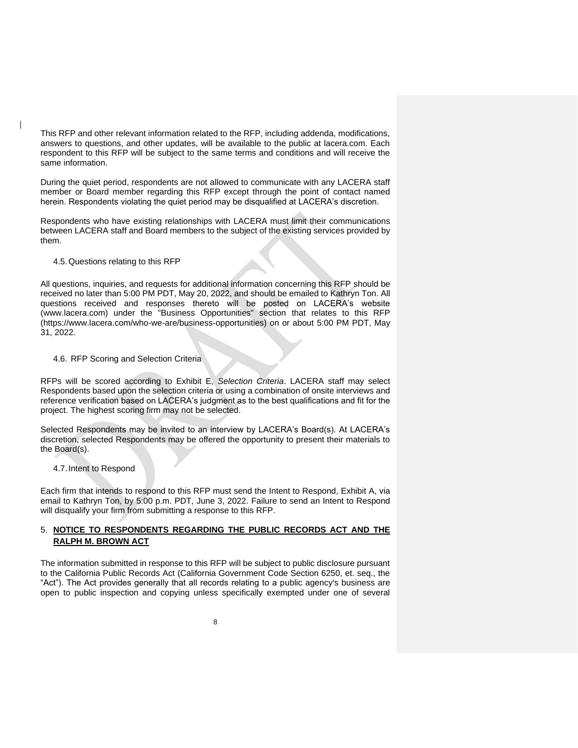This RFP and other relevant information related to the RFP, including addenda, modifications, answers to questions, and other updates, will be available to the public at lacera.com. Each respondent to this RFP will be subject to the same terms and conditions and will receive the same information.

During the quiet period, respondents are not allowed to communicate with any LACERA staff member or Board member regarding this RFP except through the point of contact named herein. Respondents violating the quiet period may be disqualified at LACERA's discretion.

Respondents who have existing relationships with LACERA must limit their communications between LACERA staff and Board members to the subject of the existing services provided by them.

### 4.5. Questions relating to this RFP

All questions, inquiries, and requests for additional information concerning this RFP should be received no later than 5:00 PM PDT, May 20, 2022, and should be emailed to Kathryn Ton. All questions received and responses thereto will be posted on LACERA's website (www.lacera.com) under the "Business Opportunities" section that relates to this RFP (https://www.lacera.com/who-we-are/business-opportunities) on or about 5:00 PM PDT, May 31, 2022.

### 4.6. RFP Scoring and Selection Criteria

RFPs will be scored according to Exhibit E, *Selection Criteria*. LACERA staff may select Respondents based upon the selection criteria or using a combination of onsite interviews and reference verification based on LACERA's judgment as to the best qualifications and fit for the project. The highest scoring firm may not be selected.

Selected Respondents may be invited to an interview by LACERA's Board(s). At LACERA's discretion, selected Respondents may be offered the opportunity to present their materials to the Board(s).

### 4.7. Intent to Respond

Each firm that intends to respond to this RFP must send the Intent to Respond, Exhibit A, via email to Kathryn Ton, by 5:00 p.m. PDT, June 3, 2022. Failure to send an Intent to Respond will disqualify your firm from submitting a response to this RFP.

## 5. NOTICE TO RESPONDENTS REGARDING THE PUBLIC RECORDS ACT AND THE RALPH M. BROWN ACT

The information submitted in response to this RFP will be subject to public disclosure pursuant to the California Public Records Act (California Government Code Section 6250, et. seq., the "Act"). The Act provides generally that all records relating to a public agency's business are open to public inspection and copying unless specifically exempted under one of several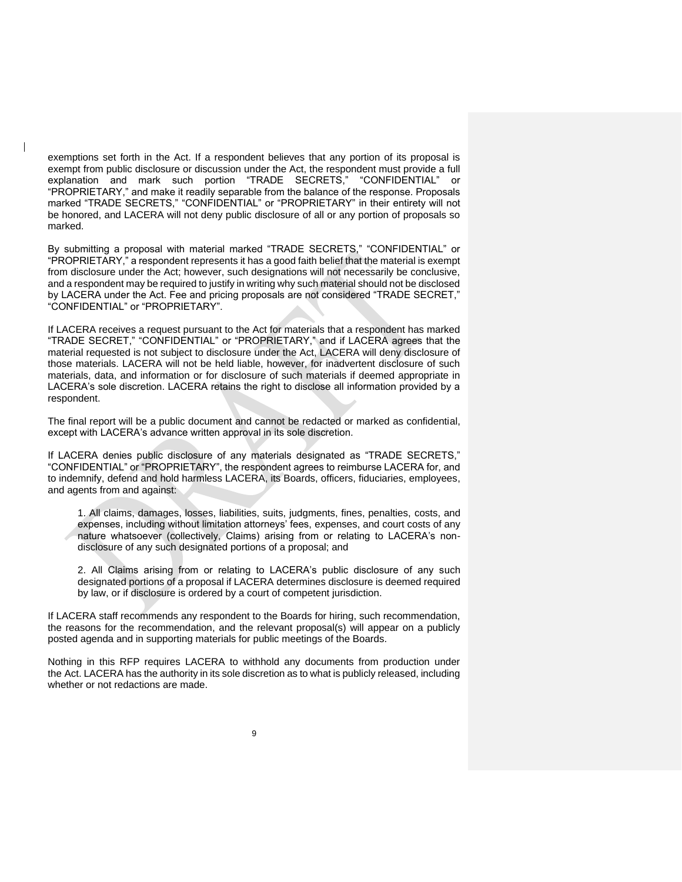exemptions set forth in the Act. If a respondent believes that any portion of its proposal is exempt from public disclosure or discussion under the Act, the respondent must provide a full explanation and mark such portion "TRADE SECRETS," "CONFIDENTIAL" or "PROPRIETARY," and make it readily separable from the balance of the response. Proposals marked "TRADE SECRETS," "CONFIDENTIAL" or "PROPRIETARY" in their entirety will not be honored, and LACERA will not deny public disclosure of all or any portion of proposals so marked.

By submitting a proposal with material marked "TRADE SECRETS," "CONFIDENTIAL" or "PROPRIETARY," a respondent represents it has a good faith belief that the material is exempt from disclosure under the Act; however, such designations will not necessarily be conclusive, and a respondent may be required to justify in writing why such material should not be disclosed by LACERA under the Act. Fee and pricing proposals are not considered "TRADE SECRET," "CONFIDENTIAL" or "PROPRIETARY".

If LACERA receives a request pursuant to the Act for materials that a respondent has marked "TRADE SECRET," "CONFIDENTIAL" or "PROPRIETARY," and if LACERA agrees that the material requested is not subject to disclosure under the Act, LACERA will deny disclosure of those materials. LACERA will not be held liable, however, for inadvertent disclosure of such materials, data, and information or for disclosure of such materials if deemed appropriate in LACERA's sole discretion. LACERA retains the right to disclose all information provided by a respondent.

The final report will be a public document and cannot be redacted or marked as confidential, except with LACERA's advance written approval in its sole discretion.

If LACERA denies public disclosure of any materials designated as "TRADE SECRETS," "CONFIDENTIAL" or "PROPRIETARY", the respondent agrees to reimburse LACERA for, and to indemnify, defend and hold harmless LACERA, its Boards, officers, fiduciaries, employees, and agents from and against:

1. All claims, damages, losses, liabilities, suits, judgments, fines, penalties, costs, and expenses, including without limitation attorneys' fees, expenses, and court costs of any nature whatsoever (collectively, Claims) arising from or relating to LACERA's non-disclosure of any such designated portions of a proposal; and

2. All Claims arising from or relating to LACERA's public disclosure of any such designated portions of a proposal if LACERA determines disclosure is deemed required by law, or if disclosure is ordered by a court of competent jurisdiction.

If LACERA staff recommends any respondent to the Boards for hiring, such recommendation, the reasons for the recommendation, and the relevant proposal(s) will appear on a publicly posted agenda and in supporting materials for public meetings of the Boards.

Nothing in this RFP requires LACERA to withhold any documents from production under the Act. LACERA has the authority in its sole discretion as to what is publicly released, including whether or not redactions are made.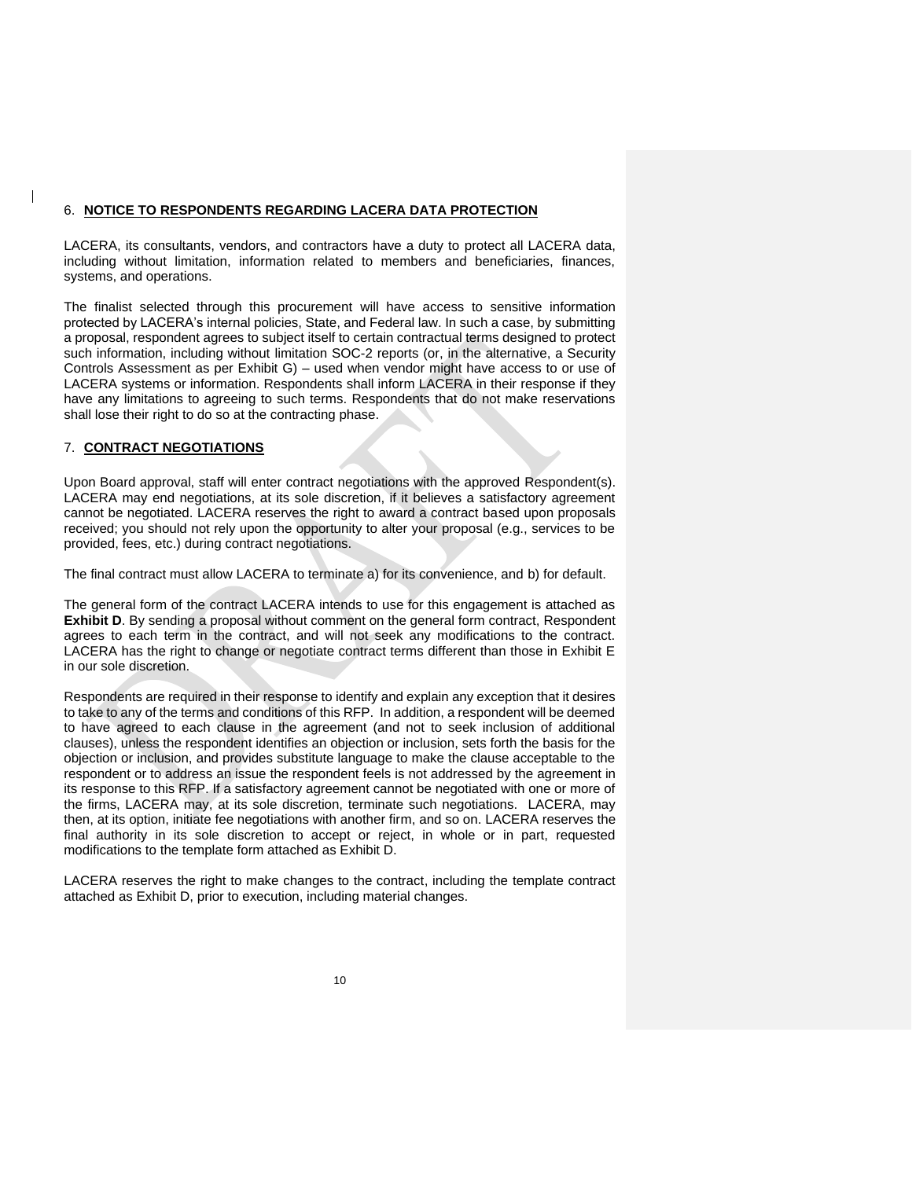## 6. NOTICE TO RESPONDENTS REGARDING LACERA DATA PROTECTION

LACERA, its consultants, vendors, and contractors have a duty to protect all LACERA data, including without limitation, information related to members and beneficiaries, finances, systems, and operations.

The finalist selected through this procurement will have access to sensitive information protected by LACERA's internal policies, State, and Federal law. In such a case, by submitting a proposal, respondent agrees to subject itself to certain contractual terms designed to protect such information, including without limitation SOC-2 reports (or, in the alternative, a Security Controls Assessment as per Exhibit G) – used when vendor might have access to or use of LACERA systems or information. Respondents shall inform LACERA in their response if they have any limitations to agreeing to such terms. Respondents that do not make reservations shall lose their right to do so at the contracting phase.

## 7. CONTRACT NEGOTIATIONS

Upon Board approval, staff will enter contract negotiations with the approved Respondent(s). LACERA may end negotiations, at its sole discretion, if it believes a satisfactory agreement cannot be negotiated. LACERA reserves the right to award a contract based upon proposals received; you should not rely upon the opportunity to alter your proposal (e.g., services to be provided, fees, etc.) during contract negotiations.

The final contract must allow LACERA to terminate a) for its convenience, and b) for default.

The general form of the contract LACERA intends to use for this engagement is attached as **Exhibit D**. By sending a proposal without comment on the general form contract, Respondent agrees to each term in the contract, and will not seek any modifications to the contract. LACERA has the right to change or negotiate contract terms different than those in Exhibit E in our sole discretion.

Respondents are required in their response to identify and explain any exception that it desires to take to any of the terms and conditions of this RFP. In addition, a respondent will be deemed to have agreed to each clause in the agreement (and not to seek inclusion of additional clauses), unless the respondent identifies an objection or inclusion, sets forth the basis for the objection or inclusion, and provides substitute language to make the clause acceptable to the respondent or to address an issue the respondent feels is not addressed by the agreement in its response to this RFP. If a satisfactory agreement cannot be negotiated with one or more of the firms, LACERA may, at its sole discretion, terminate such negotiations. LACERA, may then, at its option, initiate fee negotiations with another firm, and so on. LACERA reserves the final authority in its sole discretion to accept or reject, in whole or in part, requested modifications to the template form attached as Exhibit D.

LACERA reserves the right to make changes to the contract, including the template contract attached as Exhibit D, prior to execution, including material changes.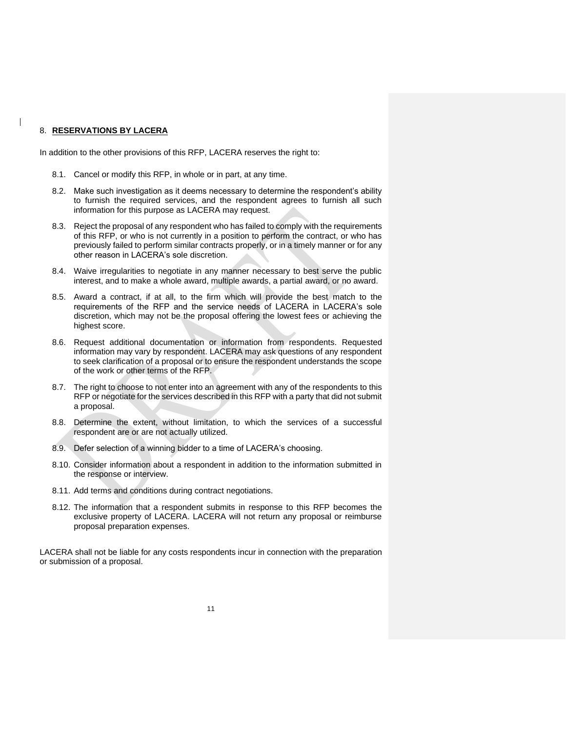## 8. **RESERVATIONS BY LACERA**

In addition to the other provisions of this RFP, LACERA reserves the right to:

8.1. Cancel or modify this RFP, in whole or in part, at any time.

8.2. Make such investigation as it deems necessary to determine the respondent's ability to furnish the required services, and the respondent agrees to furnish all such information for this purpose as LACERA may request.

8.3. Reject the proposal of any respondent who has failed to comply with the requirements of this RFP, or who is not currently in a position to perform the contract, or who has previously failed to perform similar contracts properly, or in a timely manner or for any other reason in LACERA's sole discretion.

8.4. Waive irregularities to negotiate in any manner necessary to best serve the public interest, and to make a whole award, multiple awards, a partial award, or no award.

8.5. Award a contract, if at all, to the firm which will provide the best match to the requirements of the RFP and the service needs of LACERA in LACERA's sole discretion, which may not be the proposal offering the lowest fees or achieving the highest score.

8.6. Request additional documentation or information from respondents. Requested information may vary by respondent. LACERA may ask questions of any respondent to seek clarification of a proposal or to ensure the respondent understands the scope of the work or other terms of the RFP.

8.7. The right to choose to not enter into an agreement with any of the respondents to this RFP or negotiate for the services described in this RFP with a party that did not submit a proposal.

8.8. Determine the extent, without limitation, to which the services of a successful respondent are or are not actually utilized.

8.9. Defer selection of a winning bidder to a time of LACERA's choosing.

8.10. Consider information about a respondent in addition to the information submitted in the response or interview.

8.11. Add terms and conditions during contract negotiations.

8.12. The information that a respondent submits in response to this RFP becomes the exclusive property of LACERA. LACERA will not return any proposal or reimburse proposal preparation expenses.

LACERA shall not be liable for any costs respondents incur in connection with the preparation or submission of a proposal.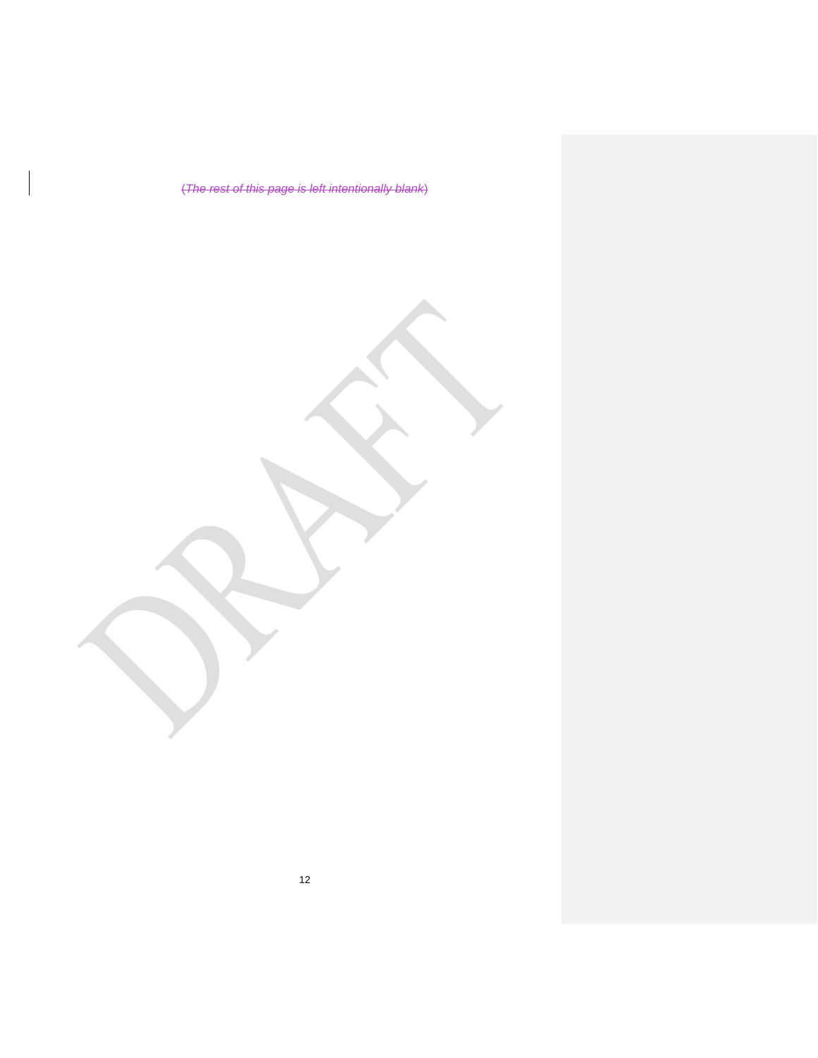~~(The rest of this page is left intentionally blank)~~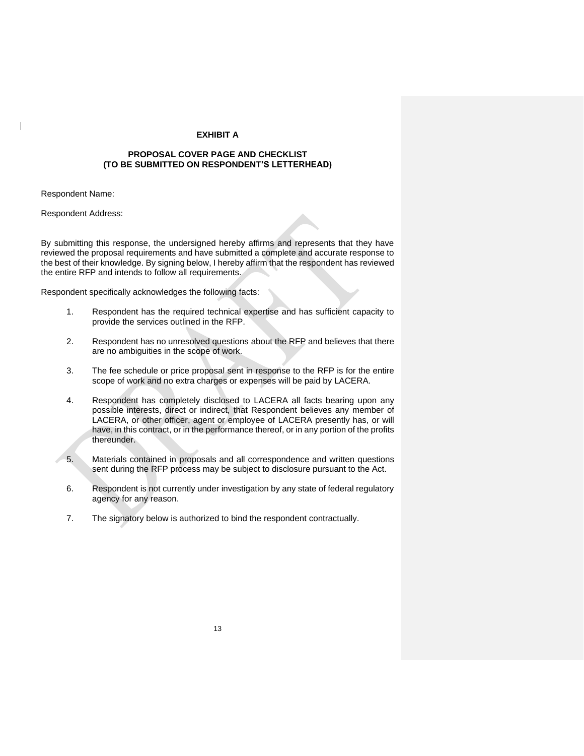## EXHIBIT A

### PROPOSAL COVER PAGE AND CHECKLIST
### (TO BE SUBMITTED ON RESPONDENT'S LETTERHEAD)

Respondent Name:

Respondent Address:

By submitting this response, the undersigned hereby affirms and represents that they have reviewed the proposal requirements and have submitted a complete and accurate response to the best of their knowledge. By signing below, I hereby affirm that the respondent has reviewed the entire RFP and intends to follow all requirements.

Respondent specifically acknowledges the following facts:

1. Respondent has the required technical expertise and has sufficient capacity to provide the services outlined in the RFP.

2. Respondent has no unresolved questions about the RFP and believes that there are no ambiguities in the scope of work.

3. The fee schedule or price proposal sent in response to the RFP is for the entire scope of work and no extra charges or expenses will be paid by LACERA.

4. Respondent has completely disclosed to LACERA all facts bearing upon any possible interests, direct or indirect, that Respondent believes any member of LACERA, or other officer, agent or employee of LACERA presently has, or will have, in this contract, or in the performance thereof, or in any portion of the profits thereunder.

5. Materials contained in proposals and all correspondence and written questions sent during the RFP process may be subject to disclosure pursuant to the Act.

6. Respondent is not currently under investigation by any state of federal regulatory agency for any reason.

7. The signatory below is authorized to bind the respondent contractually.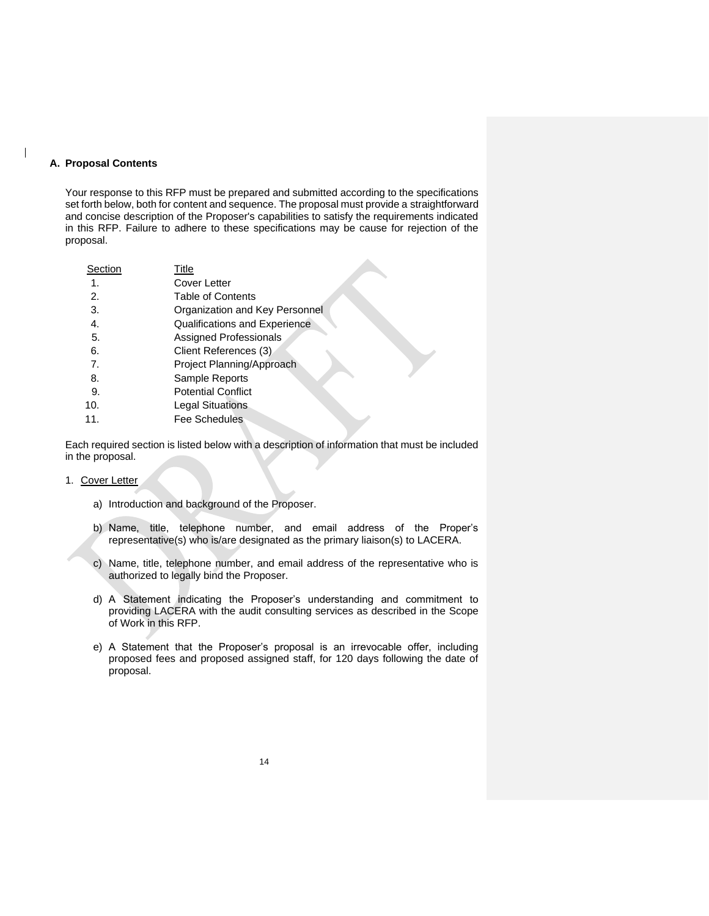## A. Proposal Contents

Your response to this RFP must be prepared and submitted according to the specifications set forth below, both for content and sequence. The proposal must provide a straightforward and concise description of the Proposer's capabilities to satisfy the requirements indicated in this RFP. Failure to adhere to these specifications may be cause for rejection of the proposal.

| Section | Title |
|---|---|
| 1. | Cover Letter |
| 2. | Table of Contents |
| 3. | Organization and Key Personnel |
| 4. | Qualifications and Experience |
| 5. | Assigned Professionals |
| 6. | Client References (3) |
| 7. | Project Planning/Approach |
| 8. | Sample Reports |
| 9. | Potential Conflict |
| 10. | Legal Situations |
| 11. | Fee Schedules |

Each required section is listed below with a description of information that must be included in the proposal.

1. Cover Letter

   a) Introduction and background of the Proposer.

   b) Name, title, telephone number, and email address of the Proper's representative(s) who is/are designated as the primary liaison(s) to LACERA.

   c) Name, title, telephone number, and email address of the representative who is authorized to legally bind the Proposer.

   d) A Statement indicating the Proposer's understanding and commitment to providing LACERA with the audit consulting services as described in the Scope of Work in this RFP.

   e) A Statement that the Proposer's proposal is an irrevocable offer, including proposed fees and proposed assigned staff, for 120 days following the date of proposal.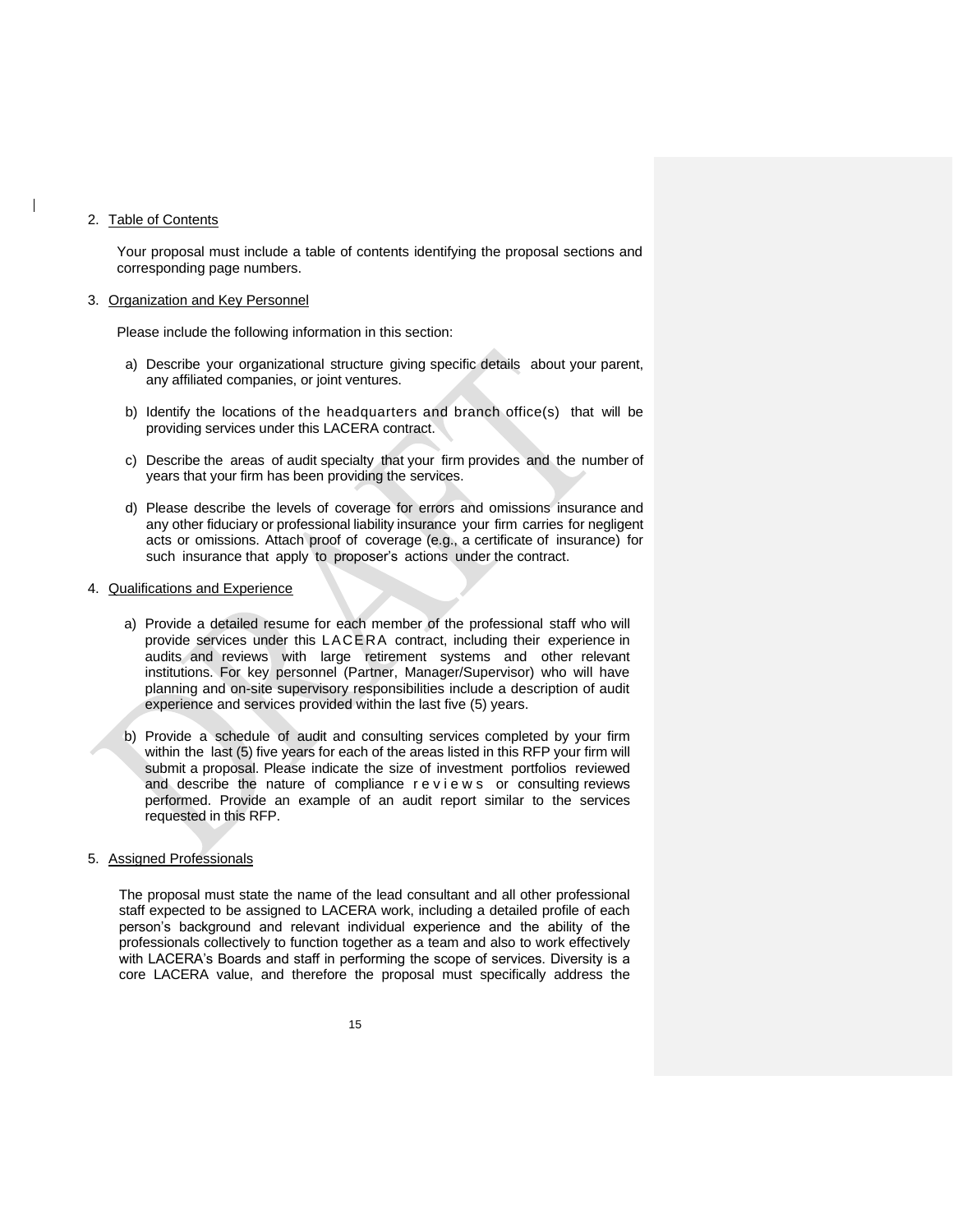2. Table of Contents

   Your proposal must include a table of contents identifying the proposal sections and corresponding page numbers.

3. Organization and Key Personnel

   Please include the following information in this section:

   a) Describe your organizational structure giving specific details about your parent, any affiliated companies, or joint ventures.

   b) Identify the locations of the headquarters and branch office(s) that will be providing services under this LACERA contract.

   c) Describe the areas of audit specialty that your firm provides and the number of years that your firm has been providing the services.

   d) Please describe the levels of coverage for errors and omissions insurance and any other fiduciary or professional liability insurance your firm carries for negligent acts or omissions. Attach proof of coverage (e.g., a certificate of insurance) for such insurance that apply to proposer's actions under the contract.

4. Qualifications and Experience

   a) Provide a detailed resume for each member of the professional staff who will provide services under this LACERA contract, including their experience in audits and reviews with large retirement systems and other relevant institutions. For key personnel (Partner, Manager/Supervisor) who will have planning and on-site supervisory responsibilities include a description of audit experience and services provided within the last five (5) years.

   b) Provide a schedule of audit and consulting services completed by your firm within the last (5) five years for each of the areas listed in this RFP your firm will submit a proposal. Please indicate the size of investment portfolios reviewed and describe the nature of compliance reviews or consulting reviews performed. Provide an example of an audit report similar to the services requested in this RFP.

5. Assigned Professionals

   The proposal must state the name of the lead consultant and all other professional staff expected to be assigned to LACERA work, including a detailed profile of each person's background and relevant individual experience and the ability of the professionals collectively to function together as a team and also to work effectively with LACERA's Boards and staff in performing the scope of services. Diversity is a core LACERA value, and therefore the proposal must specifically address the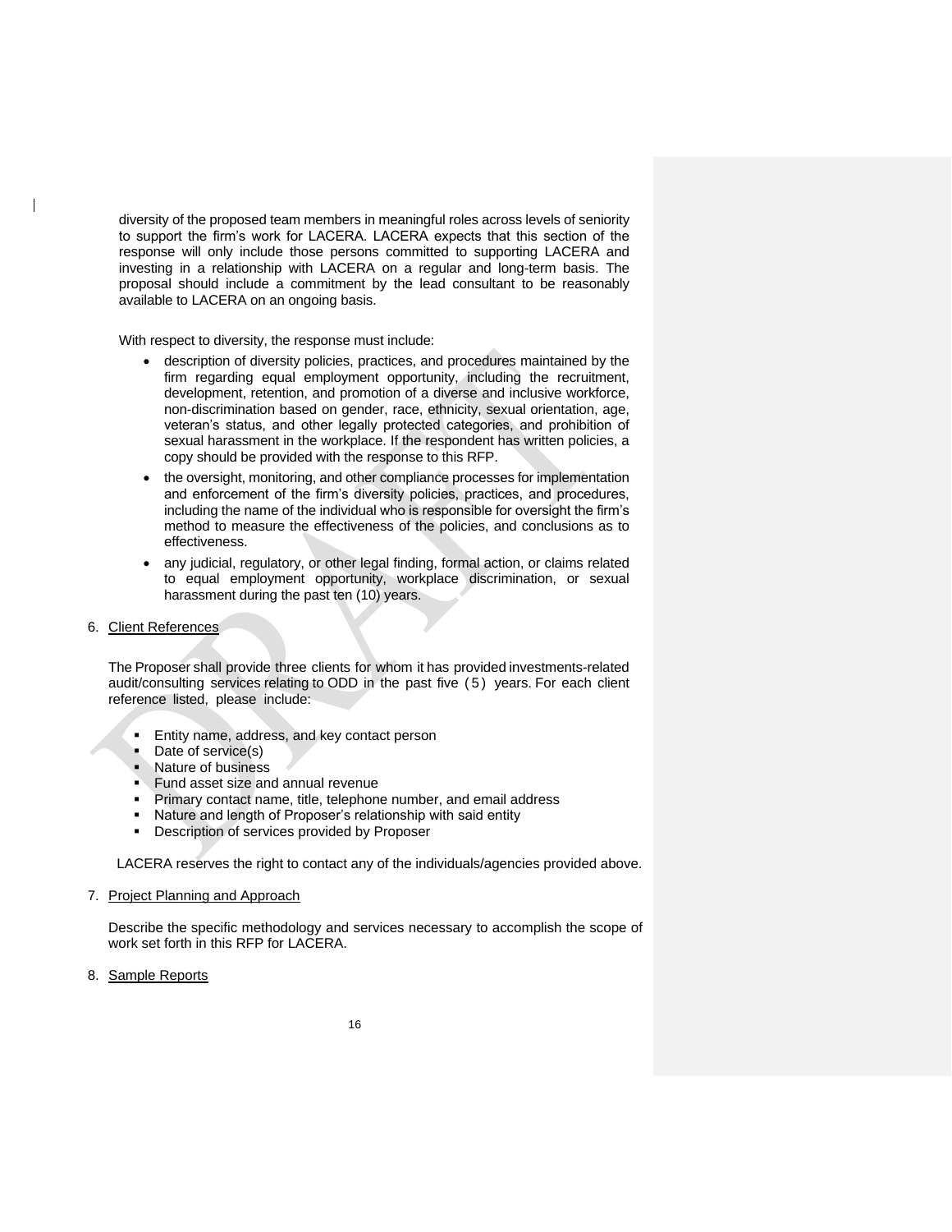diversity of the proposed team members in meaningful roles across levels of seniority to support the firm's work for LACERA. LACERA expects that this section of the response will only include those persons committed to supporting LACERA and investing in a relationship with LACERA on a regular and long-term basis. The proposal should include a commitment by the lead consultant to be reasonably available to LACERA on an ongoing basis.

With respect to diversity, the response must include:

- description of diversity policies, practices, and procedures maintained by the firm regarding equal employment opportunity, including the recruitment, development, retention, and promotion of a diverse and inclusive workforce, non-discrimination based on gender, race, ethnicity, sexual orientation, age, veteran's status, and other legally protected categories, and prohibition of sexual harassment in the workplace. If the respondent has written policies, a copy should be provided with the response to this RFP.
- the oversight, monitoring, and other compliance processes for implementation and enforcement of the firm's diversity policies, practices, and procedures, including the name of the individual who is responsible for oversight the firm's method to measure the effectiveness of the policies, and conclusions as to effectiveness.
- any judicial, regulatory, or other legal finding, formal action, or claims related to equal employment opportunity, workplace discrimination, or sexual harassment during the past ten (10) years.

6. Client References

The Proposer shall provide three clients for whom it has provided investments-related audit/consulting services relating to ODD in the past five (5) years. For each client reference listed, please include:

- Entity name, address, and key contact person
- Date of service(s)
- Nature of business
- Fund asset size and annual revenue
- Primary contact name, title, telephone number, and email address
- Nature and length of Proposer's relationship with said entity
- Description of services provided by Proposer

LACERA reserves the right to contact any of the individuals/agencies provided above.

7. Project Planning and Approach

Describe the specific methodology and services necessary to accomplish the scope of work set forth in this RFP for LACERA.

8. Sample Reports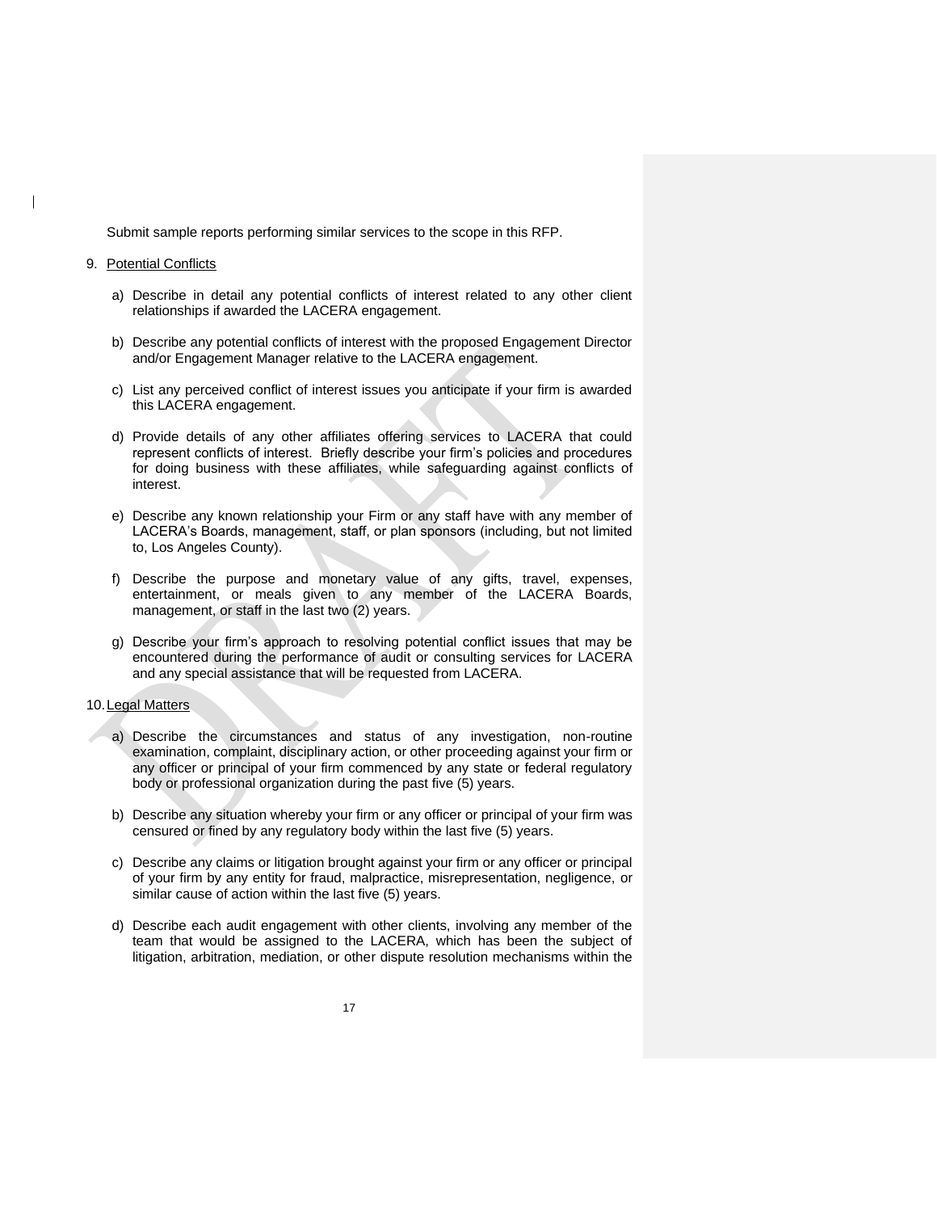Submit sample reports performing similar services to the scope in this RFP.

9. Potential Conflicts

   a) Describe in detail any potential conflicts of interest related to any other client relationships if awarded the LACERA engagement.

   b) Describe any potential conflicts of interest with the proposed Engagement Director and/or Engagement Manager relative to the LACERA engagement.

   c) List any perceived conflict of interest issues you anticipate if your firm is awarded this LACERA engagement.

   d) Provide details of any other affiliates offering services to LACERA that could represent conflicts of interest. Briefly describe your firm's policies and procedures for doing business with these affiliates, while safeguarding against conflicts of interest.

   e) Describe any known relationship your Firm or any staff have with any member of LACERA's Boards, management, staff, or plan sponsors (including, but not limited to, Los Angeles County).

   f) Describe the purpose and monetary value of any gifts, travel, expenses, entertainment, or meals given to any member of the LACERA Boards, management, or staff in the last two (2) years.

   g) Describe your firm's approach to resolving potential conflict issues that may be encountered during the performance of audit or consulting services for LACERA and any special assistance that will be requested from LACERA.

10. Legal Matters

   a) Describe the circumstances and status of any investigation, non-routine examination, complaint, disciplinary action, or other proceeding against your firm or any officer or principal of your firm commenced by any state or federal regulatory body or professional organization during the past five (5) years.

   b) Describe any situation whereby your firm or any officer or principal of your firm was censured or fined by any regulatory body within the last five (5) years.

   c) Describe any claims or litigation brought against your firm or any officer or principal of your firm by any entity for fraud, malpractice, misrepresentation, negligence, or similar cause of action within the last five (5) years.

   d) Describe each audit engagement with other clients, involving any member of the team that would be assigned to the LACERA, which has been the subject of litigation, arbitration, mediation, or other dispute resolution mechanisms within the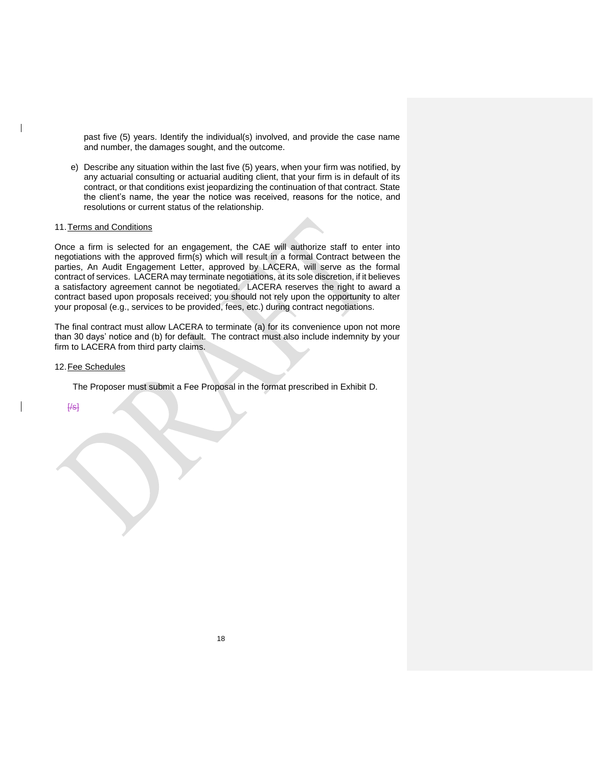past five (5) years. Identify the individual(s) involved, and provide the case name and number, the damages sought, and the outcome.

e) Describe any situation within the last five (5) years, when your firm was notified, by any actuarial consulting or actuarial auditing client, that your firm is in default of its contract, or that conditions exist jeopardizing the continuation of that contract. State the client's name, the year the notice was received, reasons for the notice, and resolutions or current status of the relationship.

11. Terms and Conditions

Once a firm is selected for an engagement, the CAE will authorize staff to enter into negotiations with the approved firm(s) which will result in a formal Contract between the parties, An Audit Engagement Letter, approved by LACERA, will serve as the formal contract of services. LACERA may terminate negotiations, at its sole discretion, if it believes a satisfactory agreement cannot be negotiated. LACERA reserves the right to award a contract based upon proposals received; you should not rely upon the opportunity to alter your proposal (e.g., services to be provided, fees, etc.) during contract negotiations.

The final contract must allow LACERA to terminate (a) for its convenience upon not more than 30 days' notice and (b) for default. The contract must also include indemnity by your firm to LACERA from third party claims.

12. Fee Schedules

The Proposer must submit a Fee Proposal in the format prescribed in Exhibit D.

~~[/s]~~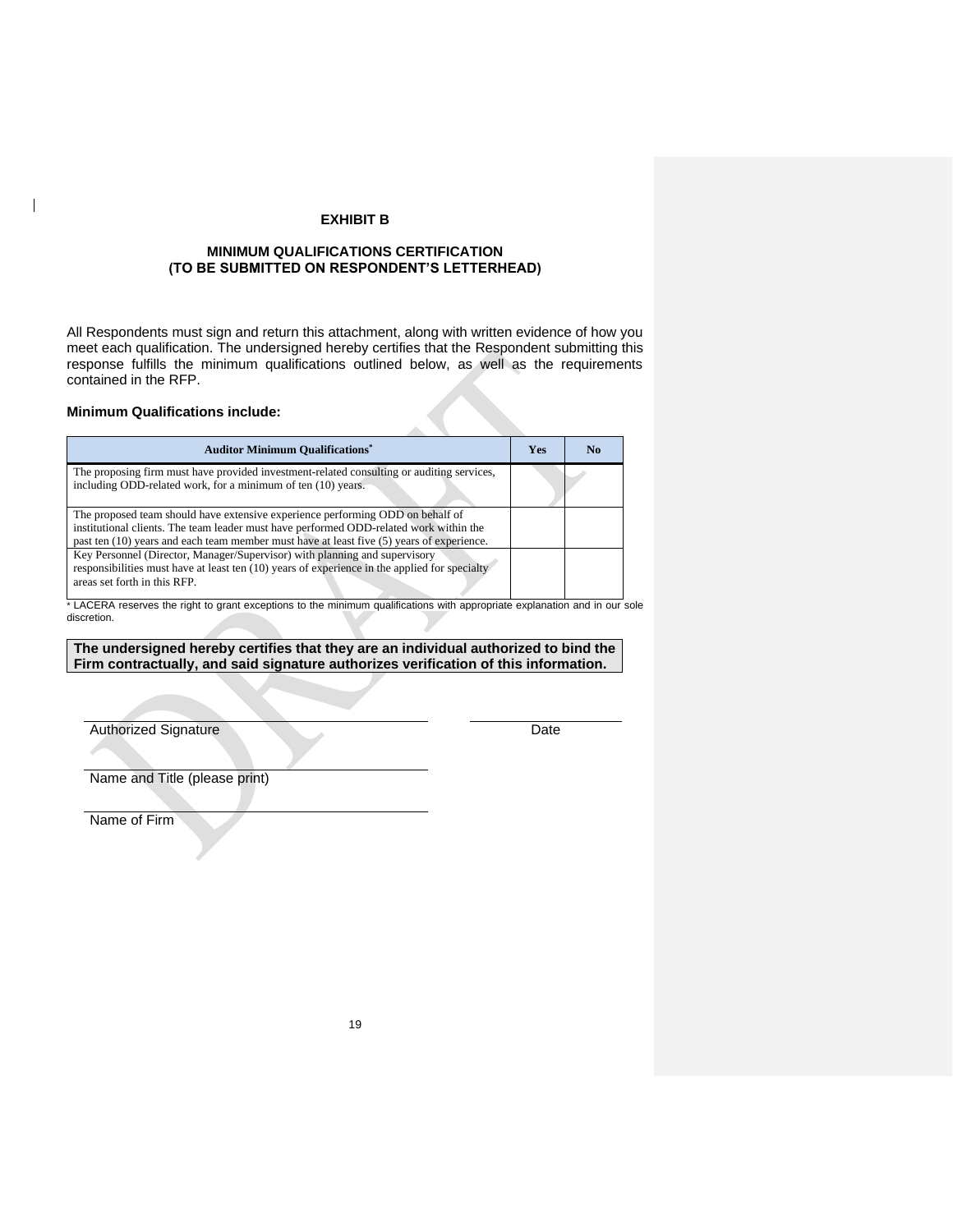# EXHIBIT B

## MINIMUM QUALIFICATIONS CERTIFICATION
## (TO BE SUBMITTED ON RESPONDENT'S LETTERHEAD)

All Respondents must sign and return this attachment, along with written evidence of how you meet each qualification. The undersigned hereby certifies that the Respondent submitting this response fulfills the minimum qualifications outlined below, as well as the requirements contained in the RFP.

**Minimum Qualifications include:**

| Auditor Minimum Qualifications* | Yes | No |
|---|---|---|
| The proposing firm must have provided investment-related consulting or auditing services, including ODD-related work, for a minimum of ten (10) years. | | |
| The proposed team should have extensive experience performing ODD on behalf of institutional clients. The team leader must have performed ODD-related work within the past ten (10) years and each team member must have at least five (5) years of experience. | | |
| Key Personnel (Director, Manager/Supervisor) with planning and supervisory responsibilities must have at least ten (10) years of experience in the applied for specialty areas set forth in this RFP. | | |

* LACERA reserves the right to grant exceptions to the minimum qualifications with appropriate explanation and in our sole discretion.

**The undersigned hereby certifies that they are an individual authorized to bind the Firm contractually, and said signature authorizes verification of this information.**

Authorized Signature Date

Name and Title (please print)

Name of Firm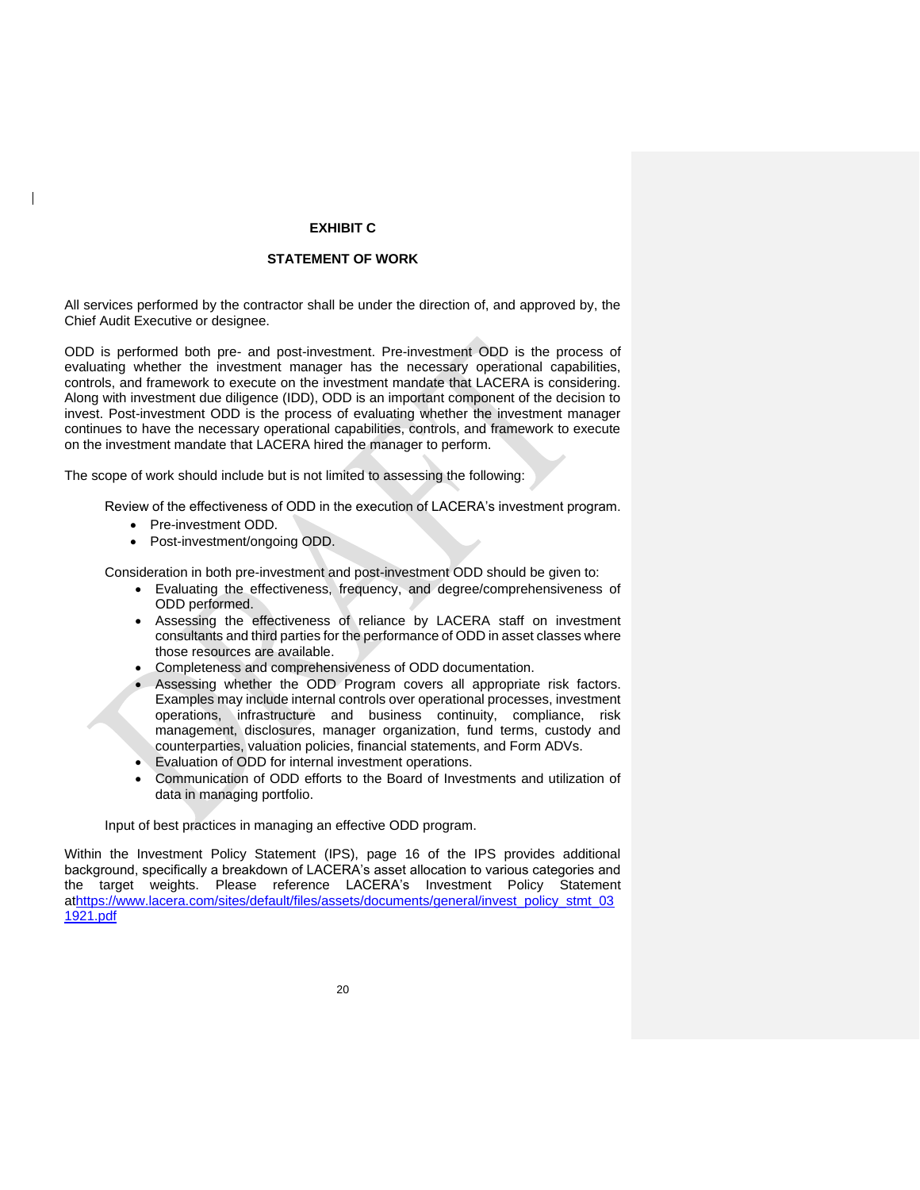# EXHIBIT C

## STATEMENT OF WORK

All services performed by the contractor shall be under the direction of, and approved by, the Chief Audit Executive or designee.

ODD is performed both pre- and post-investment. Pre-investment ODD is the process of evaluating whether the investment manager has the necessary operational capabilities, controls, and framework to execute on the investment mandate that LACERA is considering. Along with investment due diligence (IDD), ODD is an important component of the decision to invest. Post-investment ODD is the process of evaluating whether the investment manager continues to have the necessary operational capabilities, controls, and framework to execute on the investment mandate that LACERA hired the manager to perform.

The scope of work should include but is not limited to assessing the following:

Review of the effectiveness of ODD in the execution of LACERA's investment program.

- Pre-investment ODD.
- Post-investment/ongoing ODD.

Consideration in both pre-investment and post-investment ODD should be given to:

- Evaluating the effectiveness, frequency, and degree/comprehensiveness of ODD performed.
- Assessing the effectiveness of reliance by LACERA staff on investment consultants and third parties for the performance of ODD in asset classes where those resources are available.
- Completeness and comprehensiveness of ODD documentation.
- Assessing whether the ODD Program covers all appropriate risk factors. Examples may include internal controls over operational processes, investment operations, infrastructure and business continuity, compliance, risk management, disclosures, manager organization, fund terms, custody and counterparties, valuation policies, financial statements, and Form ADVs.
- Evaluation of ODD for internal investment operations.
- Communication of ODD efforts to the Board of Investments and utilization of data in managing portfolio.

Input of best practices in managing an effective ODD program.

Within the Investment Policy Statement (IPS), page 16 of the IPS provides additional background, specifically a breakdown of LACERA's asset allocation to various categories and the target weights. Please reference LACERA's Investment Policy Statement at https://www.lacera.com/sites/default/files/assets/documents/general/invest_policy_stmt_031921.pdf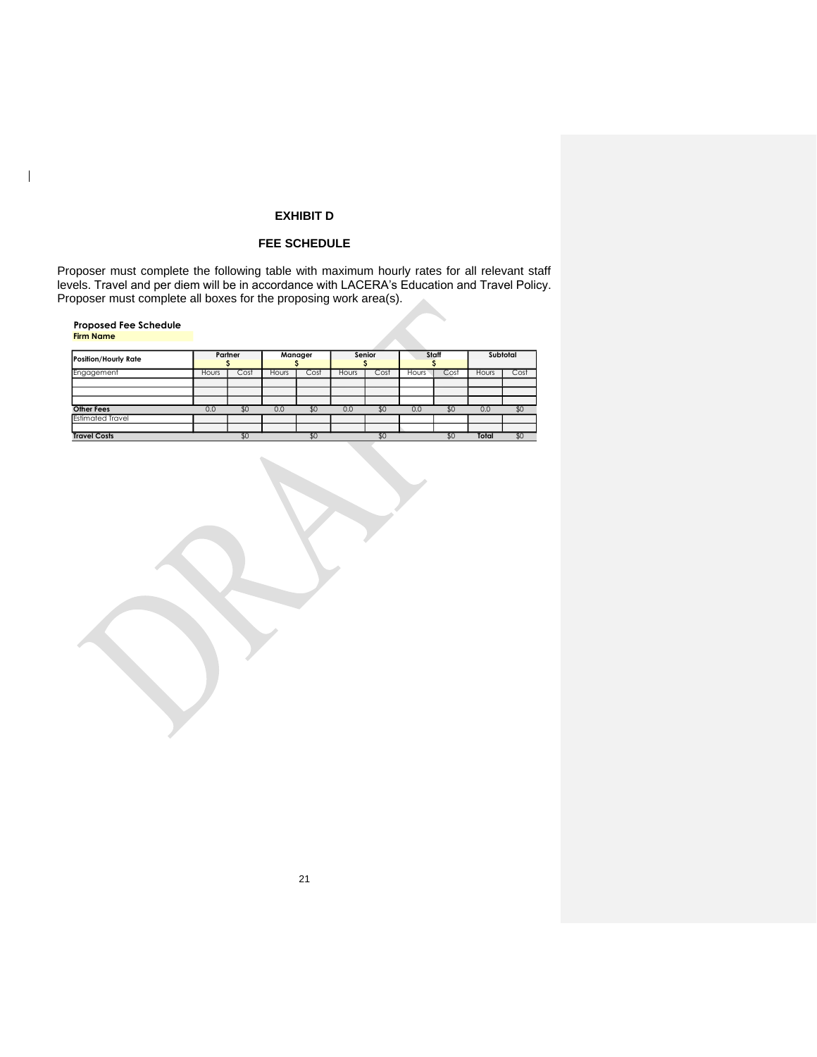# EXHIBIT D

## FEE SCHEDULE

Proposer must complete the following table with maximum hourly rates for all relevant staff levels. Travel and per diem will be in accordance with LACERA's Education and Travel Policy. Proposer must complete all boxes for the proposing work area(s).

**Proposed Fee Schedule**
**Firm Name**

| Position/Hourly Rate | Partner<br>$ | | Manager<br>$ | | Senior<br>$ | | Staff<br>$ | | Subtotal | |
|---|---|---|---|---|---|---|---|---|---|---|
| Engagement | Hours | Cost | Hours | Cost | Hours | Cost | Hours | Cost | Hours | Cost |
| | | | | | | | | | | |
| | | | | | | | | | | |
| | | | | | | | | | | |
| **Other Fees** | 0.0 | $0 | 0.0 | $0 | 0.0 | $0 | 0.0 | $0 | 0.0 | $0 |
| Estimated Travel | | | | | | | | | | |
| | | | | | | | | | | |
| **Travel Costs** | | $0 | | $0 | | $0 | | $0 | **Total** | $0 |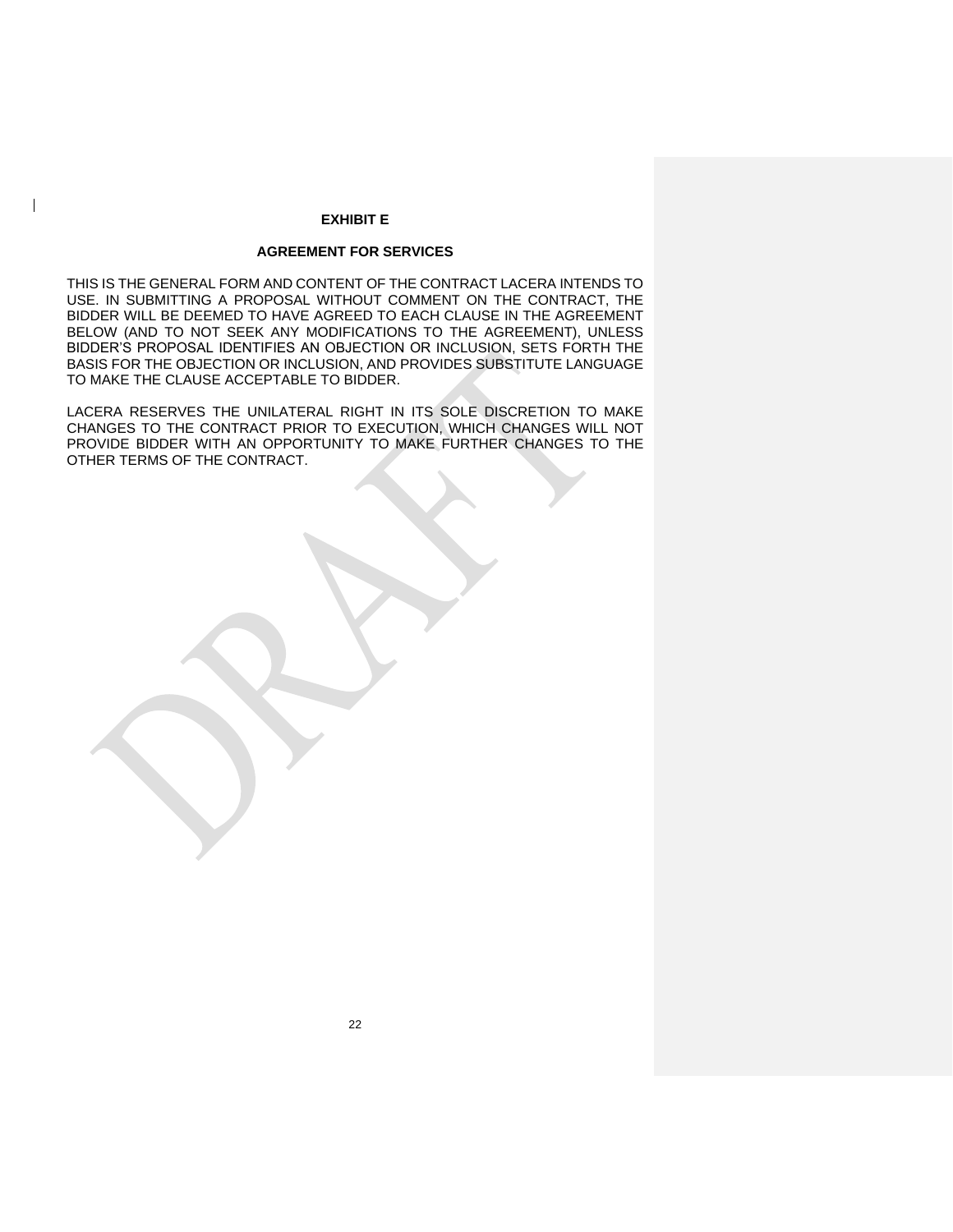## EXHIBIT E

## AGREEMENT FOR SERVICES

THIS IS THE GENERAL FORM AND CONTENT OF THE CONTRACT LACERA INTENDS TO USE. IN SUBMITTING A PROPOSAL WITHOUT COMMENT ON THE CONTRACT, THE BIDDER WILL BE DEEMED TO HAVE AGREED TO EACH CLAUSE IN THE AGREEMENT BELOW (AND TO NOT SEEK ANY MODIFICATIONS TO THE AGREEMENT), UNLESS BIDDER'S PROPOSAL IDENTIFIES AN OBJECTION OR INCLUSION, SETS FORTH THE BASIS FOR THE OBJECTION OR INCLUSION, AND PROVIDES SUBSTITUTE LANGUAGE TO MAKE THE CLAUSE ACCEPTABLE TO BIDDER.

LACERA RESERVES THE UNILATERAL RIGHT IN ITS SOLE DISCRETION TO MAKE CHANGES TO THE CONTRACT PRIOR TO EXECUTION, WHICH CHANGES WILL NOT PROVIDE BIDDER WITH AN OPPORTUNITY TO MAKE FURTHER CHANGES TO THE OTHER TERMS OF THE CONTRACT.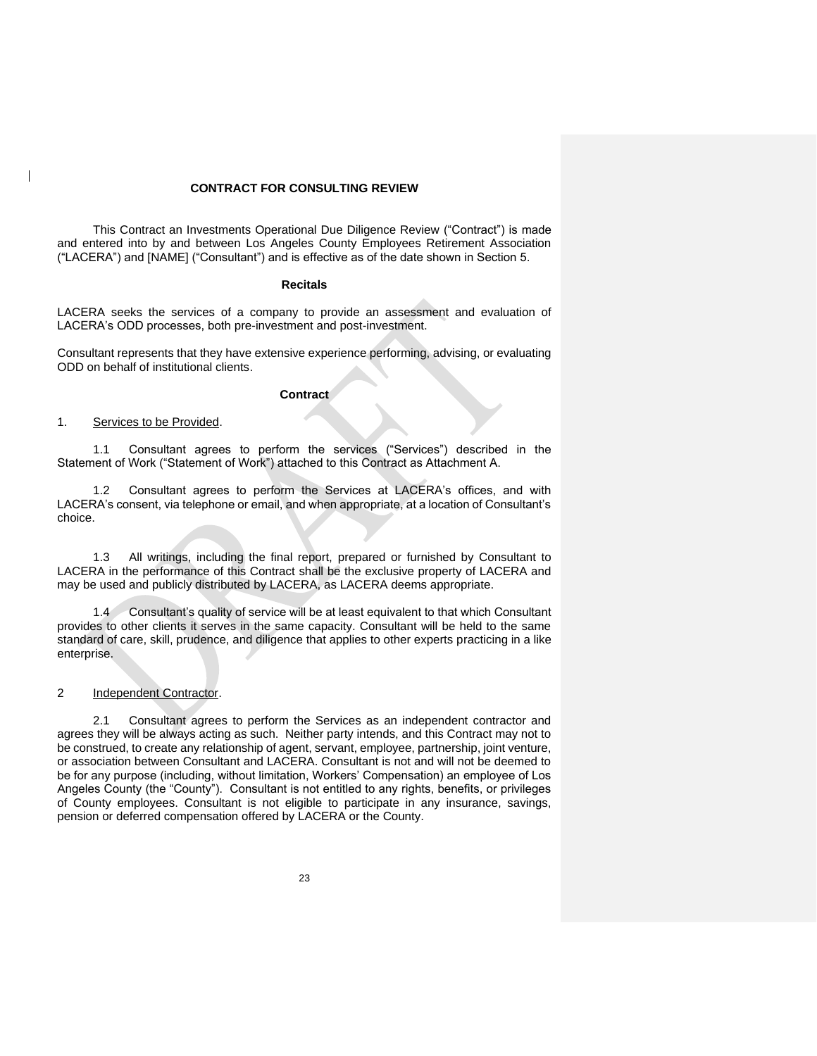**CONTRACT FOR CONSULTING REVIEW**

This Contract an Investments Operational Due Diligence Review ("Contract") is made and entered into by and between Los Angeles County Employees Retirement Association ("LACERA") and [NAME] ("Consultant") and is effective as of the date shown in Section 5.

**Recitals**

LACERA seeks the services of a company to provide an assessment and evaluation of LACERA's ODD processes, both pre-investment and post-investment.

Consultant represents that they have extensive experience performing, advising, or evaluating ODD on behalf of institutional clients.

**Contract**

1. Services to be Provided.

1.1 Consultant agrees to perform the services ("Services") described in the Statement of Work ("Statement of Work") attached to this Contract as Attachment A.

1.2 Consultant agrees to perform the Services at LACERA's offices, and with LACERA's consent, via telephone or email, and when appropriate, at a location of Consultant's choice.

1.3 All writings, including the final report, prepared or furnished by Consultant to LACERA in the performance of this Contract shall be the exclusive property of LACERA and may be used and publicly distributed by LACERA, as LACERA deems appropriate.

1.4 Consultant's quality of service will be at least equivalent to that which Consultant provides to other clients it serves in the same capacity. Consultant will be held to the same standard of care, skill, prudence, and diligence that applies to other experts practicing in a like enterprise.

2 Independent Contractor.

2.1 Consultant agrees to perform the Services as an independent contractor and agrees they will be always acting as such. Neither party intends, and this Contract may not to be construed, to create any relationship of agent, servant, employee, partnership, joint venture, or association between Consultant and LACERA. Consultant is not and will not be deemed to be for any purpose (including, without limitation, Workers' Compensation) an employee of Los Angeles County (the "County"). Consultant is not entitled to any rights, benefits, or privileges of County employees. Consultant is not eligible to participate in any insurance, savings, pension or deferred compensation offered by LACERA or the County.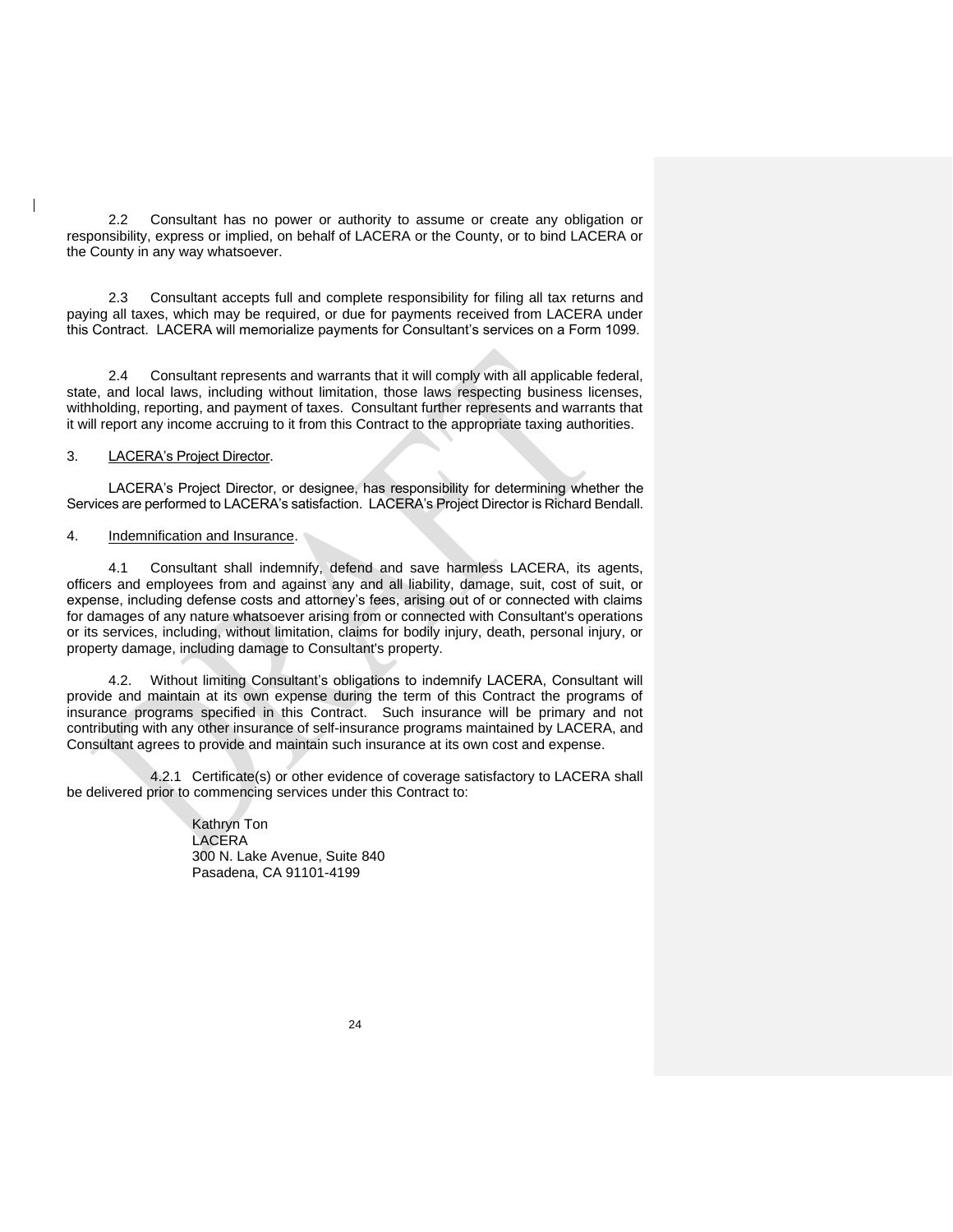2.2 Consultant has no power or authority to assume or create any obligation or responsibility, express or implied, on behalf of LACERA or the County, or to bind LACERA or the County in any way whatsoever.

2.3 Consultant accepts full and complete responsibility for filing all tax returns and paying all taxes, which may be required, or due for payments received from LACERA under this Contract. LACERA will memorialize payments for Consultant's services on a Form 1099.

2.4 Consultant represents and warrants that it will comply with all applicable federal, state, and local laws, including without limitation, those laws respecting business licenses, withholding, reporting, and payment of taxes. Consultant further represents and warrants that it will report any income accruing to it from this Contract to the appropriate taxing authorities.

3. LACERA's Project Director.

LACERA's Project Director, or designee, has responsibility for determining whether the Services are performed to LACERA's satisfaction. LACERA's Project Director is Richard Bendall.

4. Indemnification and Insurance.

4.1 Consultant shall indemnify, defend and save harmless LACERA, its agents, officers and employees from and against any and all liability, damage, suit, cost of suit, or expense, including defense costs and attorney's fees, arising out of or connected with claims for damages of any nature whatsoever arising from or connected with Consultant's operations or its services, including, without limitation, claims for bodily injury, death, personal injury, or property damage, including damage to Consultant's property.

4.2. Without limiting Consultant's obligations to indemnify LACERA, Consultant will provide and maintain at its own expense during the term of this Contract the programs of insurance programs specified in this Contract. Such insurance will be primary and not contributing with any other insurance of self-insurance programs maintained by LACERA, and Consultant agrees to provide and maintain such insurance at its own cost and expense.

4.2.1 Certificate(s) or other evidence of coverage satisfactory to LACERA shall be delivered prior to commencing services under this Contract to:

Kathryn Ton
LACERA
300 N. Lake Avenue, Suite 840
Pasadena, CA 91101-4199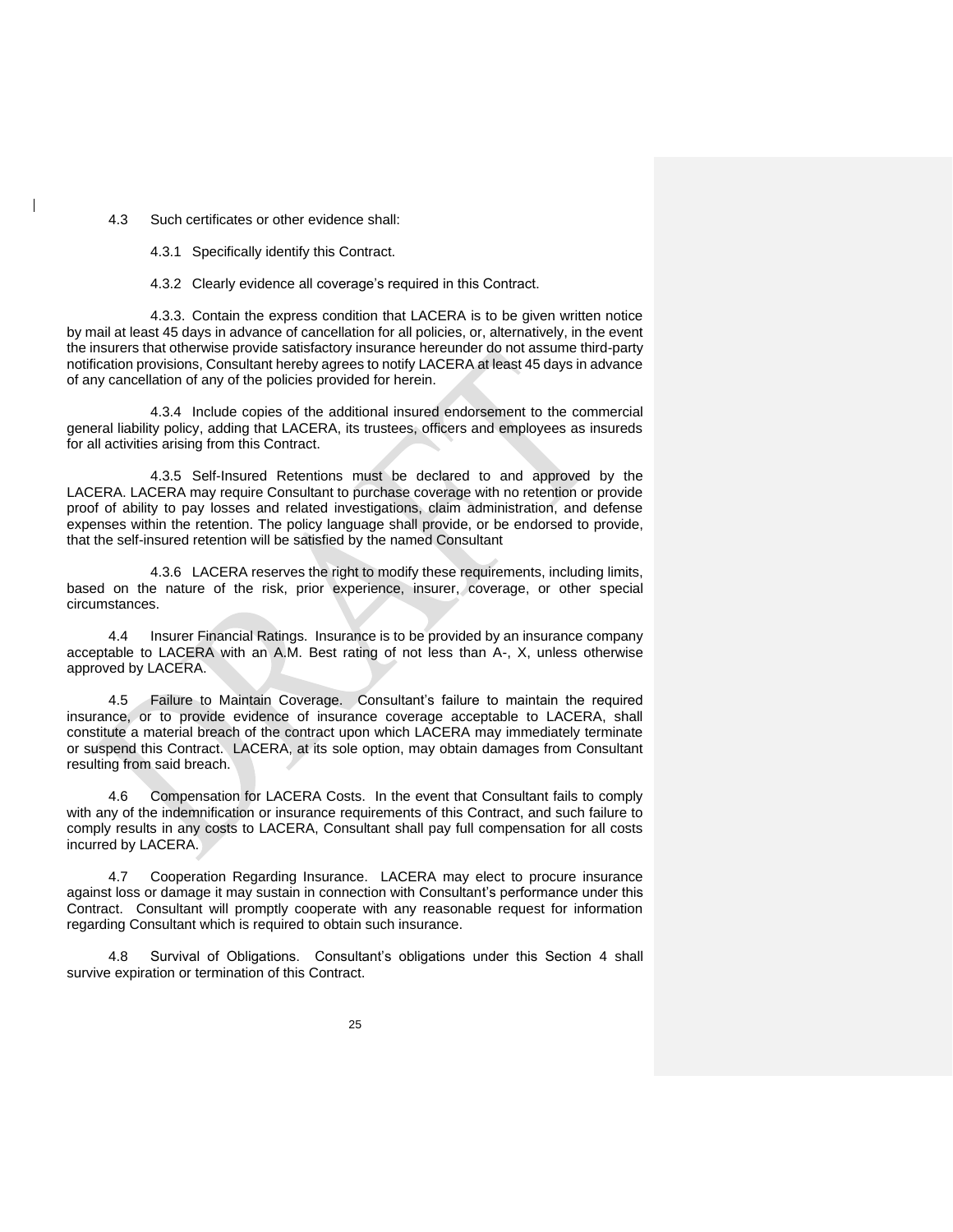4.3 Such certificates or other evidence shall:

4.3.1 Specifically identify this Contract.

4.3.2 Clearly evidence all coverage's required in this Contract.

4.3.3. Contain the express condition that LACERA is to be given written notice by mail at least 45 days in advance of cancellation for all policies, or, alternatively, in the event the insurers that otherwise provide satisfactory insurance hereunder do not assume third-party notification provisions, Consultant hereby agrees to notify LACERA at least 45 days in advance of any cancellation of any of the policies provided for herein.

4.3.4 Include copies of the additional insured endorsement to the commercial general liability policy, adding that LACERA, its trustees, officers and employees as insureds for all activities arising from this Contract.

4.3.5 Self-Insured Retentions must be declared to and approved by the LACERA. LACERA may require Consultant to purchase coverage with no retention or provide proof of ability to pay losses and related investigations, claim administration, and defense expenses within the retention. The policy language shall provide, or be endorsed to provide, that the self-insured retention will be satisfied by the named Consultant

4.3.6 LACERA reserves the right to modify these requirements, including limits, based on the nature of the risk, prior experience, insurer, coverage, or other special circumstances.

4.4 Insurer Financial Ratings. Insurance is to be provided by an insurance company acceptable to LACERA with an A.M. Best rating of not less than A-, X, unless otherwise approved by LACERA.

4.5 Failure to Maintain Coverage. Consultant's failure to maintain the required insurance, or to provide evidence of insurance coverage acceptable to LACERA, shall constitute a material breach of the contract upon which LACERA may immediately terminate or suspend this Contract. LACERA, at its sole option, may obtain damages from Consultant resulting from said breach.

4.6 Compensation for LACERA Costs. In the event that Consultant fails to comply with any of the indemnification or insurance requirements of this Contract, and such failure to comply results in any costs to LACERA, Consultant shall pay full compensation for all costs incurred by LACERA.

4.7 Cooperation Regarding Insurance. LACERA may elect to procure insurance against loss or damage it may sustain in connection with Consultant's performance under this Contract. Consultant will promptly cooperate with any reasonable request for information regarding Consultant which is required to obtain such insurance.

4.8 Survival of Obligations. Consultant's obligations under this Section 4 shall survive expiration or termination of this Contract.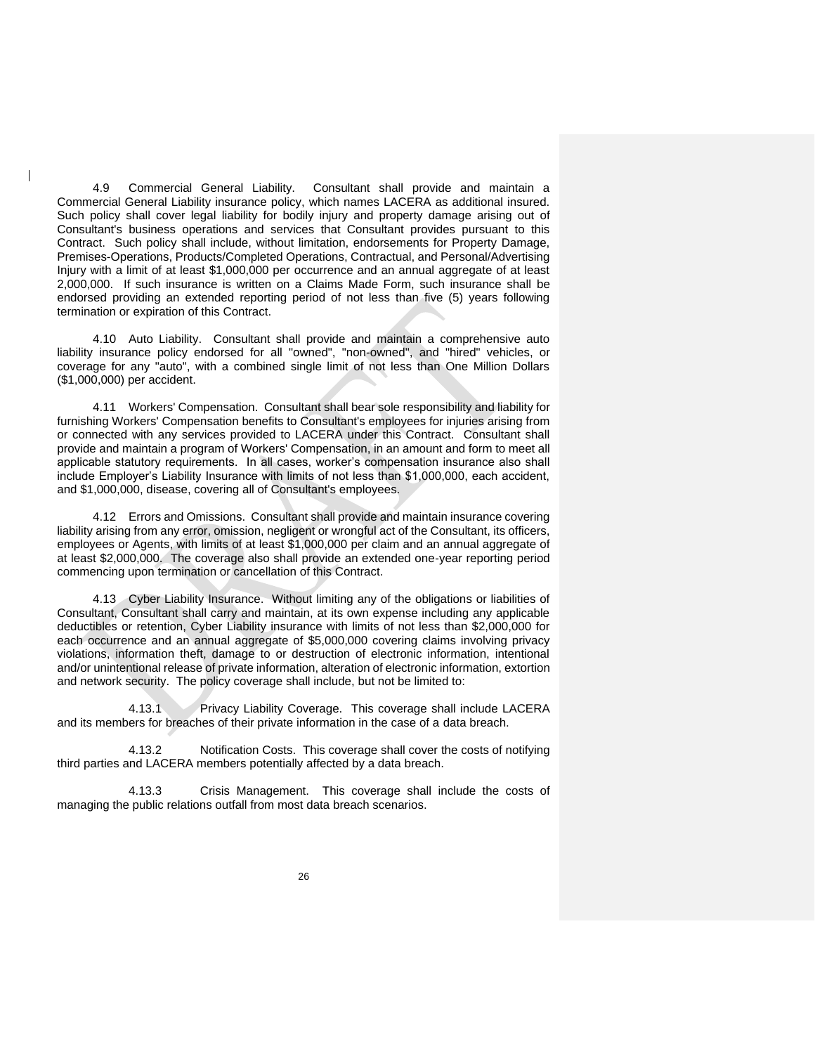4.9 Commercial General Liability. Consultant shall provide and maintain a Commercial General Liability insurance policy, which names LACERA as additional insured. Such policy shall cover legal liability for bodily injury and property damage arising out of Consultant's business operations and services that Consultant provides pursuant to this Contract. Such policy shall include, without limitation, endorsements for Property Damage, Premises-Operations, Products/Completed Operations, Contractual, and Personal/Advertising Injury with a limit of at least $1,000,000 per occurrence and an annual aggregate of at least 2,000,000. If such insurance is written on a Claims Made Form, such insurance shall be endorsed providing an extended reporting period of not less than five (5) years following termination or expiration of this Contract.

4.10 Auto Liability. Consultant shall provide and maintain a comprehensive auto liability insurance policy endorsed for all "owned", "non-owned", and "hired" vehicles, or coverage for any "auto", with a combined single limit of not less than One Million Dollars ($1,000,000) per accident.

4.11 Workers' Compensation. Consultant shall bear sole responsibility and liability for furnishing Workers' Compensation benefits to Consultant's employees for injuries arising from or connected with any services provided to LACERA under this Contract. Consultant shall provide and maintain a program of Workers' Compensation, in an amount and form to meet all applicable statutory requirements. In all cases, worker's compensation insurance also shall include Employer's Liability Insurance with limits of not less than $1,000,000, each accident, and $1,000,000, disease, covering all of Consultant's employees.

4.12 Errors and Omissions. Consultant shall provide and maintain insurance covering liability arising from any error, omission, negligent or wrongful act of the Consultant, its officers, employees or Agents, with limits of at least $1,000,000 per claim and an annual aggregate of at least $2,000,000. The coverage also shall provide an extended one-year reporting period commencing upon termination or cancellation of this Contract.

4.13 Cyber Liability Insurance. Without limiting any of the obligations or liabilities of Consultant, Consultant shall carry and maintain, at its own expense including any applicable deductibles or retention, Cyber Liability insurance with limits of not less than $2,000,000 for each occurrence and an annual aggregate of $5,000,000 covering claims involving privacy violations, information theft, damage to or destruction of electronic information, intentional and/or unintentional release of private information, alteration of electronic information, extortion and network security. The policy coverage shall include, but not be limited to:

4.13.1 Privacy Liability Coverage. This coverage shall include LACERA and its members for breaches of their private information in the case of a data breach.

4.13.2 Notification Costs. This coverage shall cover the costs of notifying third parties and LACERA members potentially affected by a data breach.

4.13.3 Crisis Management. This coverage shall include the costs of managing the public relations outfall from most data breach scenarios.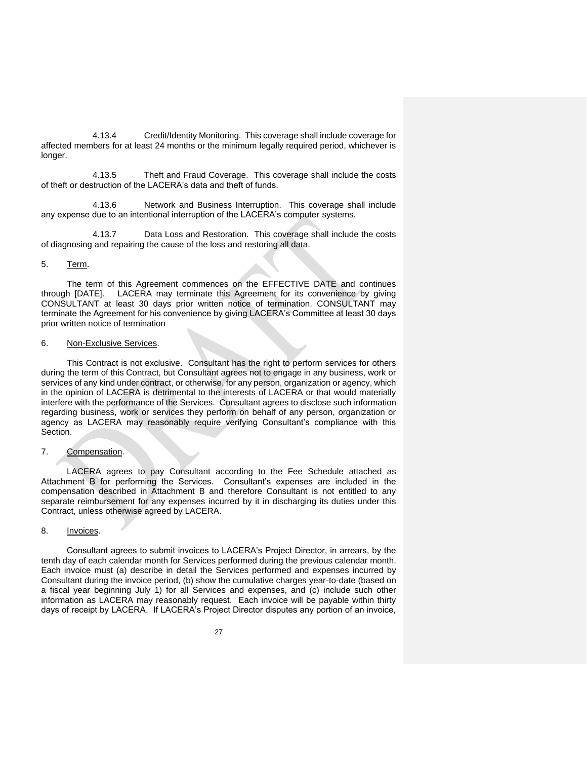4.13.4 Credit/Identity Monitoring. This coverage shall include coverage for affected members for at least 24 months or the minimum legally required period, whichever is longer.

4.13.5 Theft and Fraud Coverage. This coverage shall include the costs of theft or destruction of the LACERA's data and theft of funds.

4.13.6 Network and Business Interruption. This coverage shall include any expense due to an intentional interruption of the LACERA's computer systems.

4.13.7 Data Loss and Restoration. This coverage shall include the costs of diagnosing and repairing the cause of the loss and restoring all data.

5. Term.

The term of this Agreement commences on the EFFECTIVE DATE and continues through [DATE]. LACERA may terminate this Agreement for its convenience by giving CONSULTANT at least 30 days prior written notice of termination. CONSULTANT may terminate the Agreement for his convenience by giving LACERA's Committee at least 30 days prior written notice of termination

6. Non-Exclusive Services.

This Contract is not exclusive. Consultant has the right to perform services for others during the term of this Contract, but Consultant agrees not to engage in any business, work or services of any kind under contract, or otherwise, for any person, organization or agency, which in the opinion of LACERA is detrimental to the interests of LACERA or that would materially interfere with the performance of the Services. Consultant agrees to disclose such information regarding business, work or services they perform on behalf of any person, organization or agency as LACERA may reasonably require verifying Consultant's compliance with this Section.

7. Compensation.

LACERA agrees to pay Consultant according to the Fee Schedule attached as Attachment B for performing the Services. Consultant's expenses are included in the compensation described in Attachment B and therefore Consultant is not entitled to any separate reimbursement for any expenses incurred by it in discharging its duties under this Contract, unless otherwise agreed by LACERA.

8. Invoices.

Consultant agrees to submit invoices to LACERA's Project Director, in arrears, by the tenth day of each calendar month for Services performed during the previous calendar month. Each invoice must (a) describe in detail the Services performed and expenses incurred by Consultant during the invoice period, (b) show the cumulative charges year-to-date (based on a fiscal year beginning July 1) for all Services and expenses, and (c) include such other information as LACERA may reasonably request. Each invoice will be payable within thirty days of receipt by LACERA. If LACERA's Project Director disputes any portion of an invoice,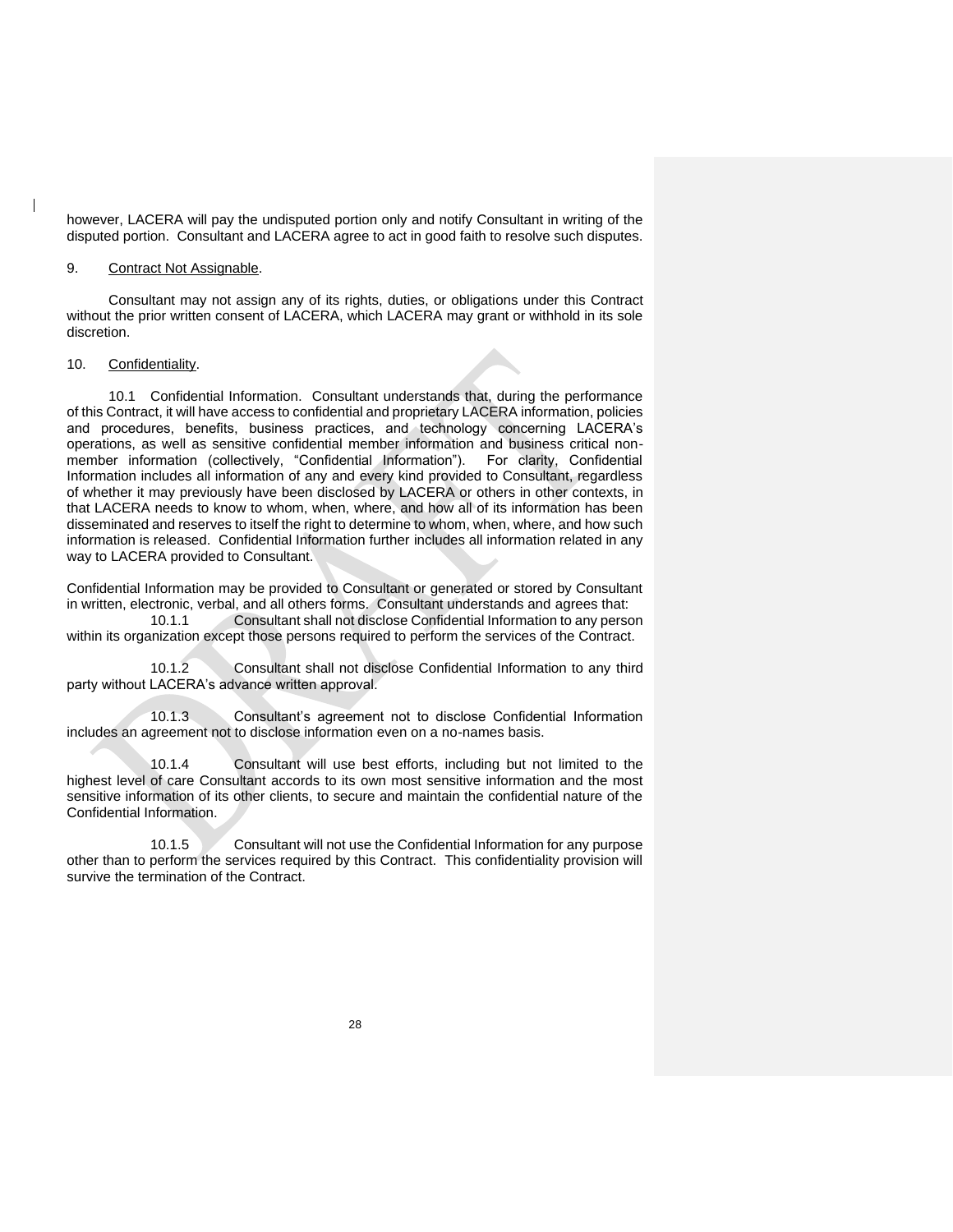however, LACERA will pay the undisputed portion only and notify Consultant in writing of the disputed portion. Consultant and LACERA agree to act in good faith to resolve such disputes.

9. Contract Not Assignable.

Consultant may not assign any of its rights, duties, or obligations under this Contract without the prior written consent of LACERA, which LACERA may grant or withhold in its sole discretion.

10. Confidentiality.

10.1 Confidential Information. Consultant understands that, during the performance of this Contract, it will have access to confidential and proprietary LACERA information, policies and procedures, benefits, business practices, and technology concerning LACERA's operations, as well as sensitive confidential member information and business critical non-member information (collectively, "Confidential Information"). For clarity, Confidential Information includes all information of any and every kind provided to Consultant, regardless of whether it may previously have been disclosed by LACERA or others in other contexts, in that LACERA needs to know to whom, when, where, and how all of its information has been disseminated and reserves to itself the right to determine to whom, when, where, and how such information is released. Confidential Information further includes all information related in any way to LACERA provided to Consultant.

Confidential Information may be provided to Consultant or generated or stored by Consultant in written, electronic, verbal, and all others forms. Consultant understands and agrees that:

10.1.1 Consultant shall not disclose Confidential Information to any person within its organization except those persons required to perform the services of the Contract.

10.1.2 Consultant shall not disclose Confidential Information to any third party without LACERA's advance written approval.

10.1.3 Consultant's agreement not to disclose Confidential Information includes an agreement not to disclose information even on a no-names basis.

10.1.4 Consultant will use best efforts, including but not limited to the highest level of care Consultant accords to its own most sensitive information and the most sensitive information of its other clients, to secure and maintain the confidential nature of the Confidential Information.

10.1.5 Consultant will not use the Confidential Information for any purpose other than to perform the services required by this Contract. This confidentiality provision will survive the termination of the Contract.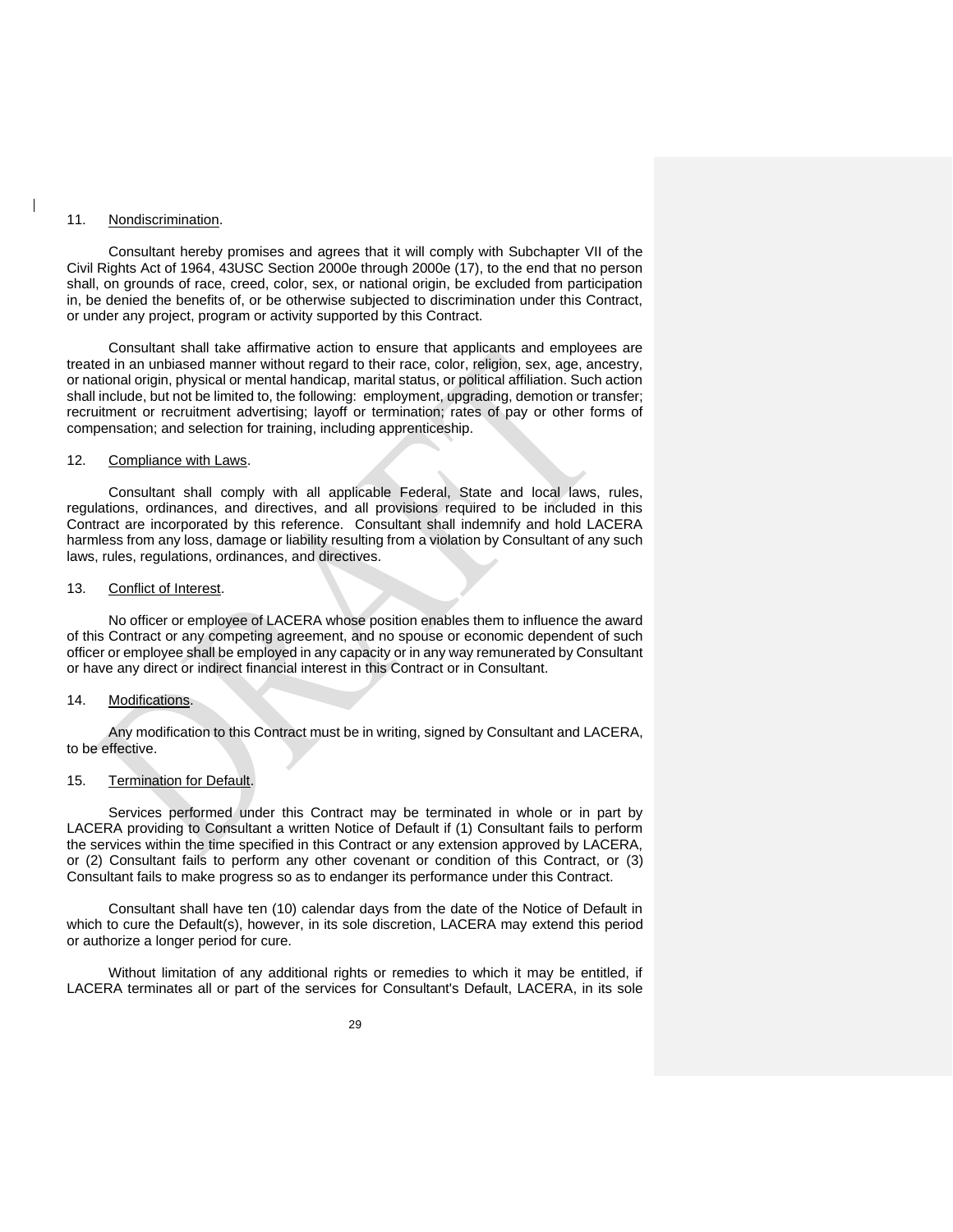11. Nondiscrimination.

Consultant hereby promises and agrees that it will comply with Subchapter VII of the Civil Rights Act of 1964, 43USC Section 2000e through 2000e (17), to the end that no person shall, on grounds of race, creed, color, sex, or national origin, be excluded from participation in, be denied the benefits of, or be otherwise subjected to discrimination under this Contract, or under any project, program or activity supported by this Contract.

Consultant shall take affirmative action to ensure that applicants and employees are treated in an unbiased manner without regard to their race, color, religion, sex, age, ancestry, or national origin, physical or mental handicap, marital status, or political affiliation. Such action shall include, but not be limited to, the following: employment, upgrading, demotion or transfer; recruitment or recruitment advertising; layoff or termination; rates of pay or other forms of compensation; and selection for training, including apprenticeship.

12. Compliance with Laws.

Consultant shall comply with all applicable Federal, State and local laws, rules, regulations, ordinances, and directives, and all provisions required to be included in this Contract are incorporated by this reference. Consultant shall indemnify and hold LACERA harmless from any loss, damage or liability resulting from a violation by Consultant of any such laws, rules, regulations, ordinances, and directives.

13. Conflict of Interest.

No officer or employee of LACERA whose position enables them to influence the award of this Contract or any competing agreement, and no spouse or economic dependent of such officer or employee shall be employed in any capacity or in any way remunerated by Consultant or have any direct or indirect financial interest in this Contract or in Consultant.

14. Modifications.

Any modification to this Contract must be in writing, signed by Consultant and LACERA, to be effective.

15. Termination for Default.

Services performed under this Contract may be terminated in whole or in part by LACERA providing to Consultant a written Notice of Default if (1) Consultant fails to perform the services within the time specified in this Contract or any extension approved by LACERA, or (2) Consultant fails to perform any other covenant or condition of this Contract, or (3) Consultant fails to make progress so as to endanger its performance under this Contract.

Consultant shall have ten (10) calendar days from the date of the Notice of Default in which to cure the Default(s), however, in its sole discretion, LACERA may extend this period or authorize a longer period for cure.

Without limitation of any additional rights or remedies to which it may be entitled, if LACERA terminates all or part of the services for Consultant's Default, LACERA, in its sole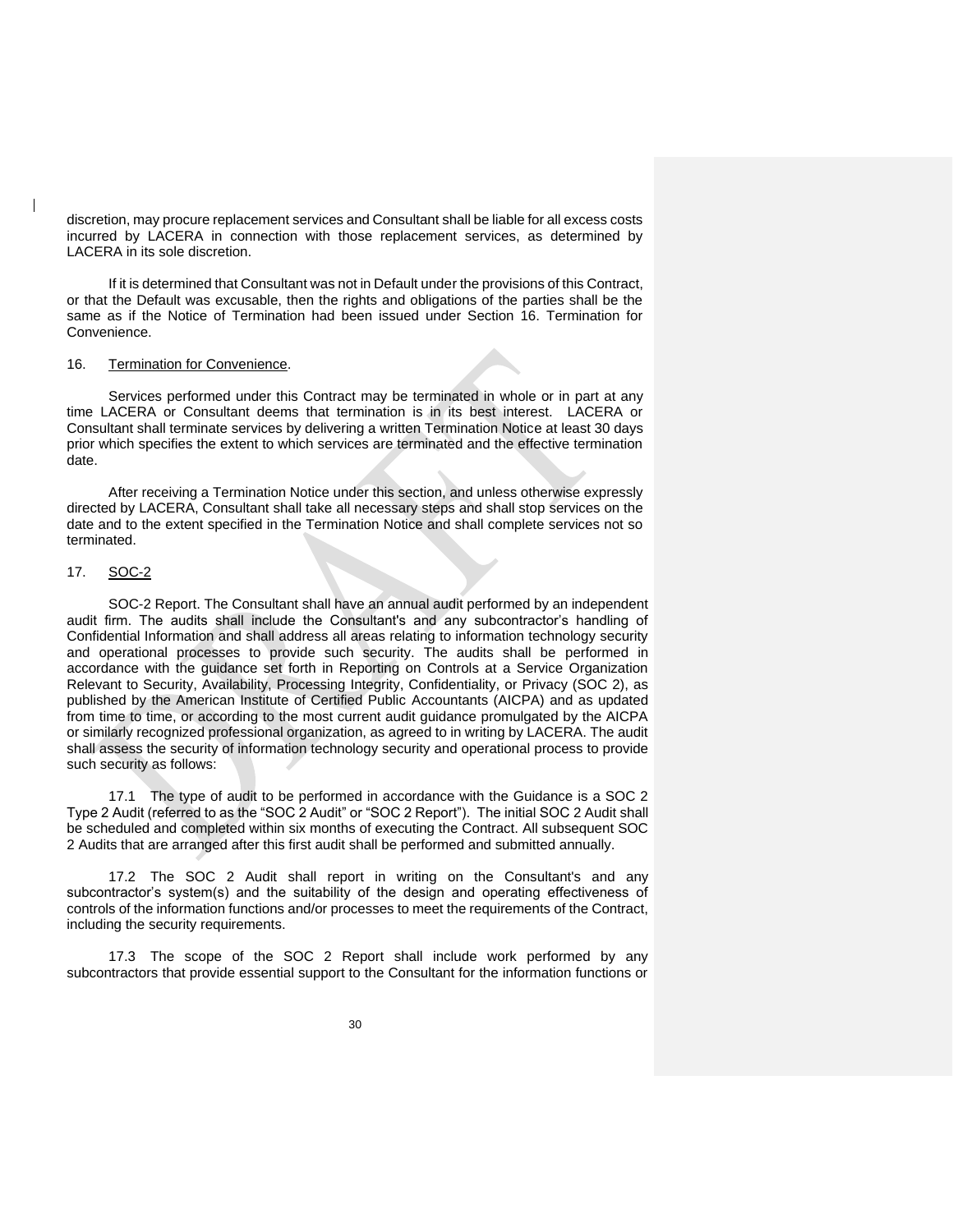discretion, may procure replacement services and Consultant shall be liable for all excess costs incurred by LACERA in connection with those replacement services, as determined by LACERA in its sole discretion.

If it is determined that Consultant was not in Default under the provisions of this Contract, or that the Default was excusable, then the rights and obligations of the parties shall be the same as if the Notice of Termination had been issued under Section 16. Termination for Convenience.

16. Termination for Convenience.

Services performed under this Contract may be terminated in whole or in part at any time LACERA or Consultant deems that termination is in its best interest. LACERA or Consultant shall terminate services by delivering a written Termination Notice at least 30 days prior which specifies the extent to which services are terminated and the effective termination date.

After receiving a Termination Notice under this section, and unless otherwise expressly directed by LACERA, Consultant shall take all necessary steps and shall stop services on the date and to the extent specified in the Termination Notice and shall complete services not so terminated.

17. SOC-2

SOC-2 Report. The Consultant shall have an annual audit performed by an independent audit firm. The audits shall include the Consultant's and any subcontractor's handling of Confidential Information and shall address all areas relating to information technology security and operational processes to provide such security. The audits shall be performed in accordance with the guidance set forth in Reporting on Controls at a Service Organization Relevant to Security, Availability, Processing Integrity, Confidentiality, or Privacy (SOC 2), as published by the American Institute of Certified Public Accountants (AICPA) and as updated from time to time, or according to the most current audit guidance promulgated by the AICPA or similarly recognized professional organization, as agreed to in writing by LACERA. The audit shall assess the security of information technology security and operational process to provide such security as follows:

17.1 The type of audit to be performed in accordance with the Guidance is a SOC 2 Type 2 Audit (referred to as the "SOC 2 Audit" or "SOC 2 Report"). The initial SOC 2 Audit shall be scheduled and completed within six months of executing the Contract. All subsequent SOC 2 Audits that are arranged after this first audit shall be performed and submitted annually.

17.2 The SOC 2 Audit shall report in writing on the Consultant's and any subcontractor's system(s) and the suitability of the design and operating effectiveness of controls of the information functions and/or processes to meet the requirements of the Contract, including the security requirements.

17.3 The scope of the SOC 2 Report shall include work performed by any subcontractors that provide essential support to the Consultant for the information functions or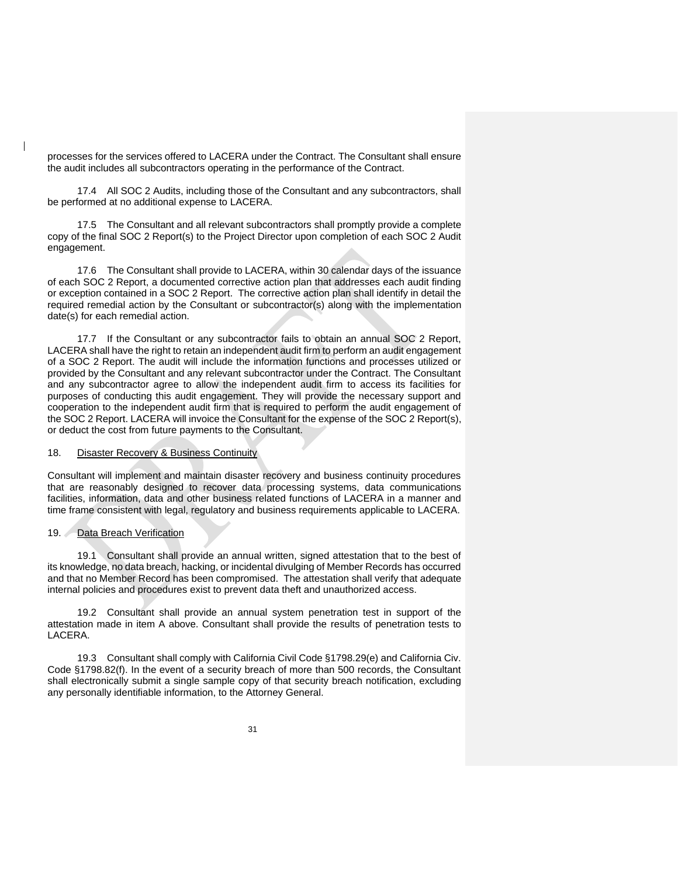processes for the services offered to LACERA under the Contract. The Consultant shall ensure the audit includes all subcontractors operating in the performance of the Contract.

17.4 All SOC 2 Audits, including those of the Consultant and any subcontractors, shall be performed at no additional expense to LACERA.

17.5 The Consultant and all relevant subcontractors shall promptly provide a complete copy of the final SOC 2 Report(s) to the Project Director upon completion of each SOC 2 Audit engagement.

17.6 The Consultant shall provide to LACERA, within 30 calendar days of the issuance of each SOC 2 Report, a documented corrective action plan that addresses each audit finding or exception contained in a SOC 2 Report. The corrective action plan shall identify in detail the required remedial action by the Consultant or subcontractor(s) along with the implementation date(s) for each remedial action.

17.7 If the Consultant or any subcontractor fails to obtain an annual SOC 2 Report, LACERA shall have the right to retain an independent audit firm to perform an audit engagement of a SOC 2 Report. The audit will include the information functions and processes utilized or provided by the Consultant and any relevant subcontractor under the Contract. The Consultant and any subcontractor agree to allow the independent audit firm to access its facilities for purposes of conducting this audit engagement. They will provide the necessary support and cooperation to the independent audit firm that is required to perform the audit engagement of the SOC 2 Report. LACERA will invoice the Consultant for the expense of the SOC 2 Report(s), or deduct the cost from future payments to the Consultant.

18. Disaster Recovery & Business Continuity

Consultant will implement and maintain disaster recovery and business continuity procedures that are reasonably designed to recover data processing systems, data communications facilities, information, data and other business related functions of LACERA in a manner and time frame consistent with legal, regulatory and business requirements applicable to LACERA.

19. Data Breach Verification

19.1 Consultant shall provide an annual written, signed attestation that to the best of its knowledge, no data breach, hacking, or incidental divulging of Member Records has occurred and that no Member Record has been compromised. The attestation shall verify that adequate internal policies and procedures exist to prevent data theft and unauthorized access.

19.2 Consultant shall provide an annual system penetration test in support of the attestation made in item A above. Consultant shall provide the results of penetration tests to LACERA.

19.3 Consultant shall comply with California Civil Code §1798.29(e) and California Civ. Code §1798.82(f). In the event of a security breach of more than 500 records, the Consultant shall electronically submit a single sample copy of that security breach notification, excluding any personally identifiable information, to the Attorney General.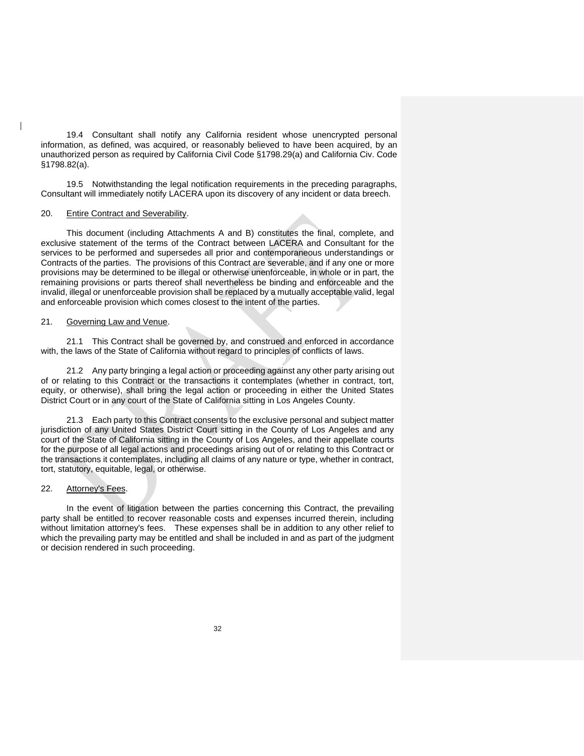19.4 Consultant shall notify any California resident whose unencrypted personal information, as defined, was acquired, or reasonably believed to have been acquired, by an unauthorized person as required by California Civil Code §1798.29(a) and California Civ. Code §1798.82(a).

19.5 Notwithstanding the legal notification requirements in the preceding paragraphs, Consultant will immediately notify LACERA upon its discovery of any incident or data breech.

20. Entire Contract and Severability.

This document (including Attachments A and B) constitutes the final, complete, and exclusive statement of the terms of the Contract between LACERA and Consultant for the services to be performed and supersedes all prior and contemporaneous understandings or Contracts of the parties. The provisions of this Contract are severable, and if any one or more provisions may be determined to be illegal or otherwise unenforceable, in whole or in part, the remaining provisions or parts thereof shall nevertheless be binding and enforceable and the invalid, illegal or unenforceable provision shall be replaced by a mutually acceptable valid, legal and enforceable provision which comes closest to the intent of the parties.

21. Governing Law and Venue.

21.1 This Contract shall be governed by, and construed and enforced in accordance with, the laws of the State of California without regard to principles of conflicts of laws.

21.2 Any party bringing a legal action or proceeding against any other party arising out of or relating to this Contract or the transactions it contemplates (whether in contract, tort, equity, or otherwise), shall bring the legal action or proceeding in either the United States District Court or in any court of the State of California sitting in Los Angeles County.

21.3 Each party to this Contract consents to the exclusive personal and subject matter jurisdiction of any United States District Court sitting in the County of Los Angeles and any court of the State of California sitting in the County of Los Angeles, and their appellate courts for the purpose of all legal actions and proceedings arising out of or relating to this Contract or the transactions it contemplates, including all claims of any nature or type, whether in contract, tort, statutory, equitable, legal, or otherwise.

22. Attorney's Fees.

In the event of litigation between the parties concerning this Contract, the prevailing party shall be entitled to recover reasonable costs and expenses incurred therein, including without limitation attorney's fees. These expenses shall be in addition to any other relief to which the prevailing party may be entitled and shall be included in and as part of the judgment or decision rendered in such proceeding.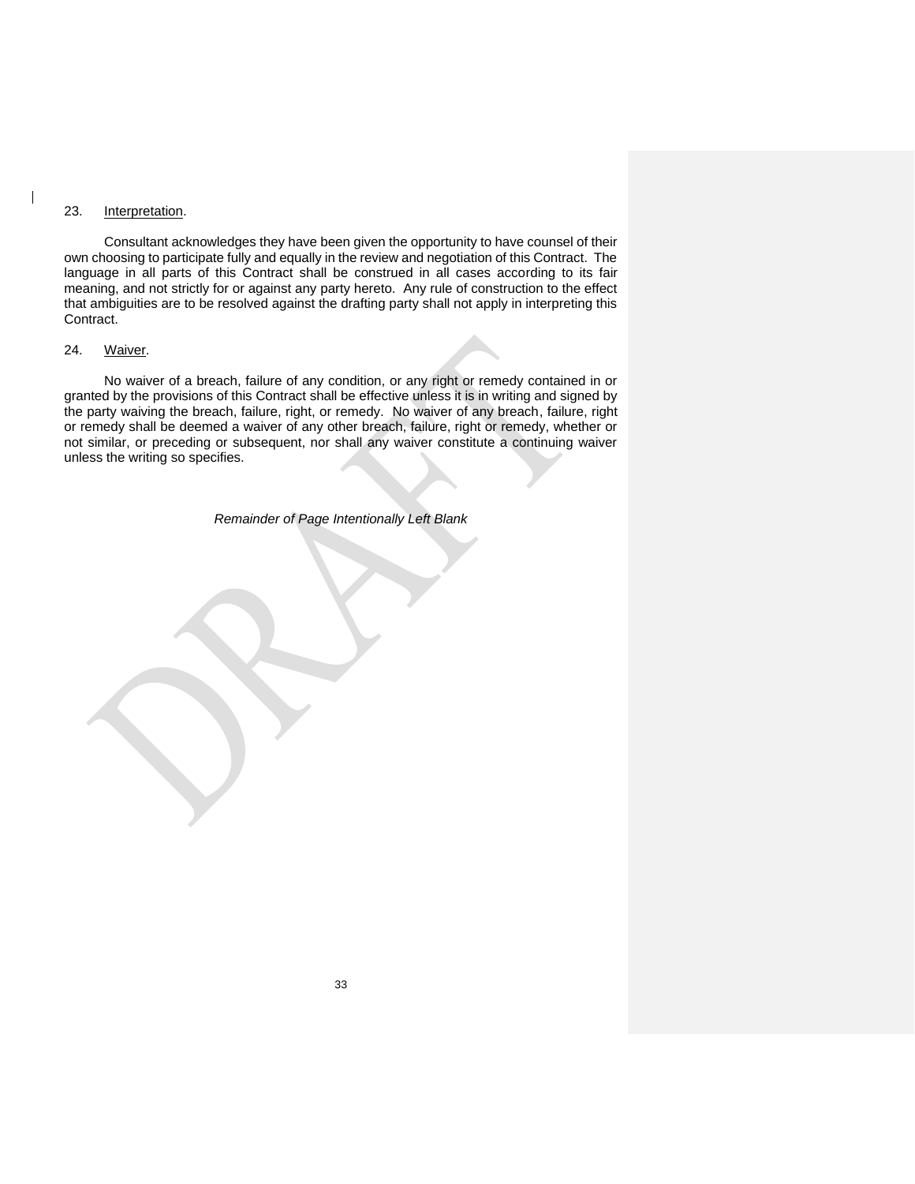## 23. Interpretation.

Consultant acknowledges they have been given the opportunity to have counsel of their own choosing to participate fully and equally in the review and negotiation of this Contract. The language in all parts of this Contract shall be construed in all cases according to its fair meaning, and not strictly for or against any party hereto. Any rule of construction to the effect that ambiguities are to be resolved against the drafting party shall not apply in interpreting this Contract.

## 24. Waiver.

No waiver of a breach, failure of any condition, or any right or remedy contained in or granted by the provisions of this Contract shall be effective unless it is in writing and signed by the party waiving the breach, failure, right, or remedy. No waiver of any breach, failure, right or remedy shall be deemed a waiver of any other breach, failure, right or remedy, whether or not similar, or preceding or subsequent, nor shall any waiver constitute a continuing waiver unless the writing so specifies.

*Remainder of Page Intentionally Left Blank*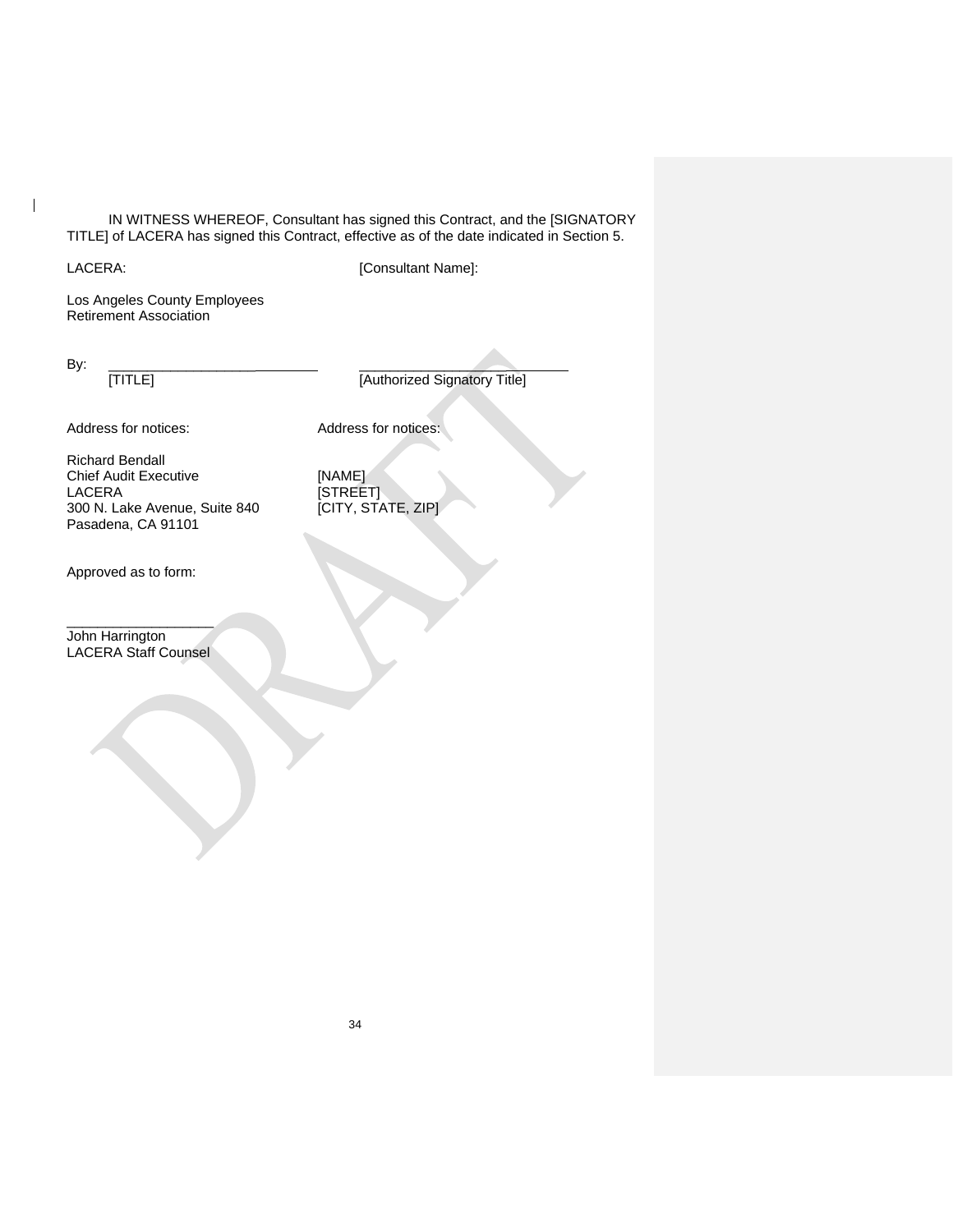IN WITNESS WHEREOF, Consultant has signed this Contract, and the [SIGNATORY TITLE] of LACERA has signed this Contract, effective as of the date indicated in Section 5.

| LACERA: | [Consultant Name]: |
|---|---|
| Los Angeles County Employees Retirement Association | |
| By: ____________________________ [TITLE] | ____________________________ [Authorized Signatory Title] |

| Address for notices: | Address for notices: |
|---|---|
| Richard Bendall<br>Chief Audit Executive<br>LACERA<br>300 N. Lake Avenue, Suite 840<br>Pasadena, CA 91101 | [NAME]<br>[STREET]<br>[CITY, STATE, ZIP] |

Approved as to form:

____________________

John Harrington
LACERA Staff Counsel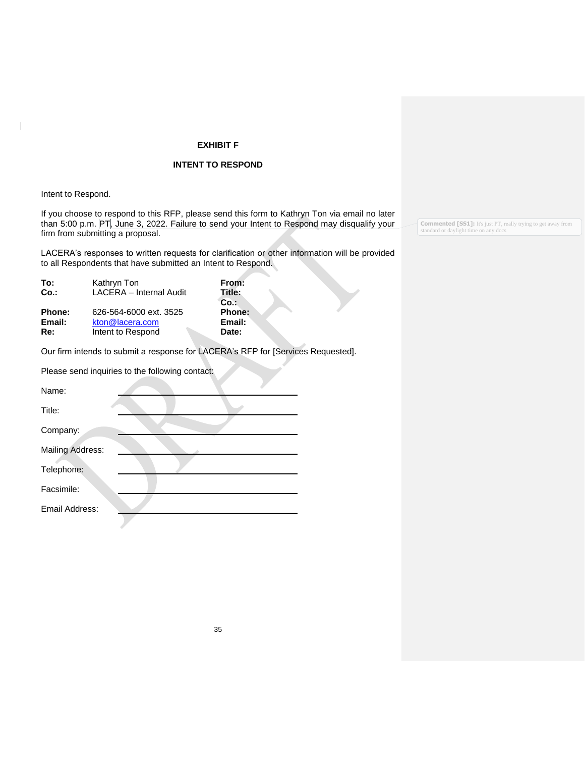**EXHIBIT F**

**INTENT TO RESPOND**

Intent to Respond.

If you choose to respond to this RFP, please send this form to Kathryn Ton via email no later than 5:00 p.m. PT, June 3, 2022. Failure to send your Intent to Respond may disqualify your firm from submitting a proposal.

LACERA's responses to written requests for clarification or other information will be provided to all Respondents that have submitted an Intent to Respond.

| | | | |
|---|---|---|---|
| **To:** | Kathryn Ton | **From:** | |
| **Co.:** | LACERA – Internal Audit | **Title:** | |
| | | **Co.:** | |
| **Phone:** | 626-564-6000 ext. 3525 | **Phone:** | |
| **Email:** | kton@lacera.com | **Email:** | |
| **Re:** | Intent to Respond | **Date:** | |

Our firm intends to submit a response for LACERA's RFP for [Services Requested].

Please send inquiries to the following contact:

Name: ______________________________

Title: ______________________________

Company: ______________________________

Mailing Address: ______________________________

Telephone: ______________________________

Facsimile: ______________________________

Email Address: ______________________________

Commented [SS1]: It's just PT, really trying to get away from standard or daylight time on any docs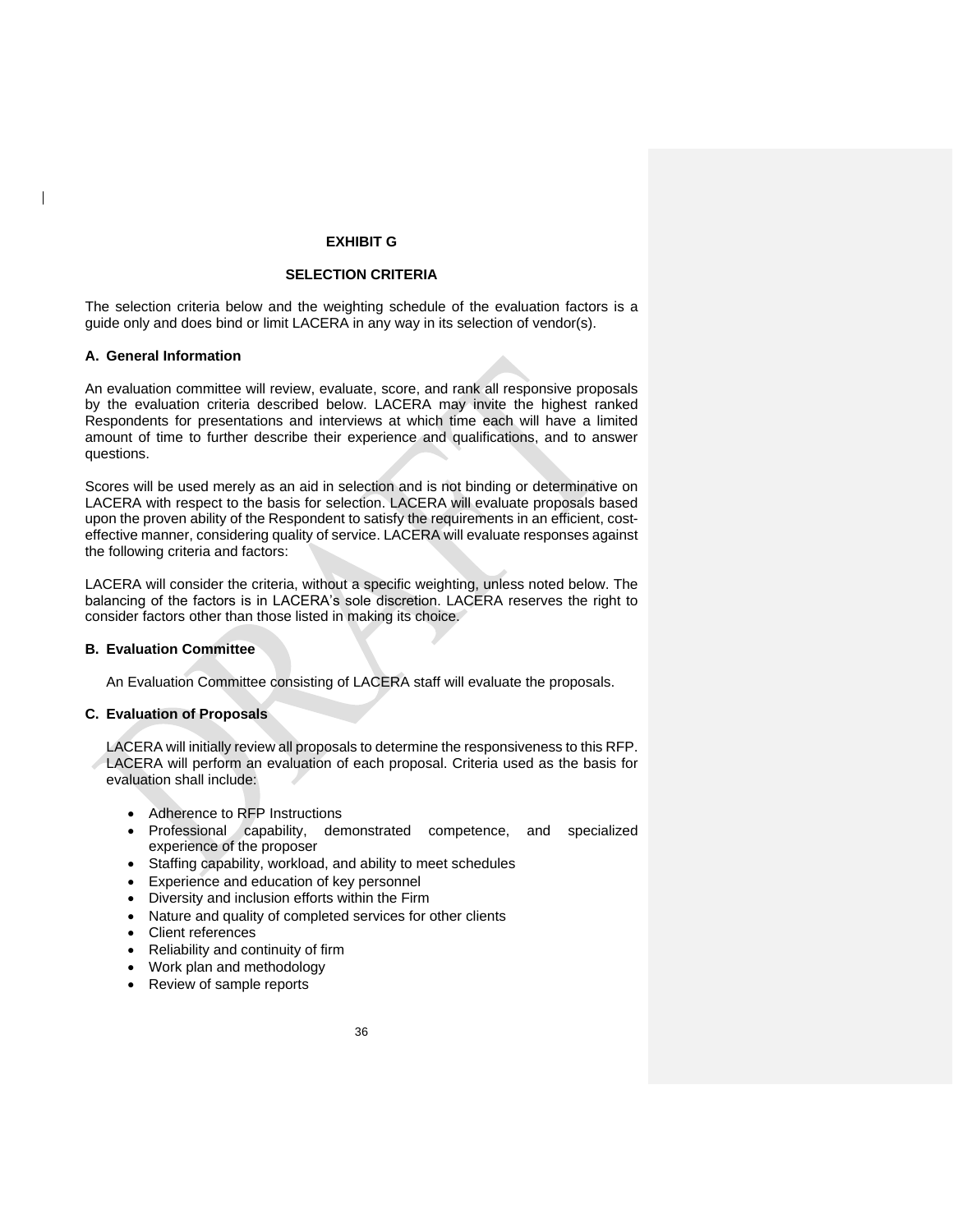**EXHIBIT G**

**SELECTION CRITERIA**

The selection criteria below and the weighting schedule of the evaluation factors is a guide only and does bind or limit LACERA in any way in its selection of vendor(s).

**A. General Information**

An evaluation committee will review, evaluate, score, and rank all responsive proposals by the evaluation criteria described below. LACERA may invite the highest ranked Respondents for presentations and interviews at which time each will have a limited amount of time to further describe their experience and qualifications, and to answer questions.

Scores will be used merely as an aid in selection and is not binding or determinative on LACERA with respect to the basis for selection. LACERA will evaluate proposals based upon the proven ability of the Respondent to satisfy the requirements in an efficient, cost-effective manner, considering quality of service. LACERA will evaluate responses against the following criteria and factors:

LACERA will consider the criteria, without a specific weighting, unless noted below. The balancing of the factors is in LACERA's sole discretion. LACERA reserves the right to consider factors other than those listed in making its choice.

**B. Evaluation Committee**

An Evaluation Committee consisting of LACERA staff will evaluate the proposals.

**C. Evaluation of Proposals**

LACERA will initially review all proposals to determine the responsiveness to this RFP. LACERA will perform an evaluation of each proposal. Criteria used as the basis for evaluation shall include:

- Adherence to RFP Instructions
- Professional capability, demonstrated competence, and specialized experience of the proposer
- Staffing capability, workload, and ability to meet schedules
- Experience and education of key personnel
- Diversity and inclusion efforts within the Firm
- Nature and quality of completed services for other clients
- Client references
- Reliability and continuity of firm
- Work plan and methodology
- Review of sample reports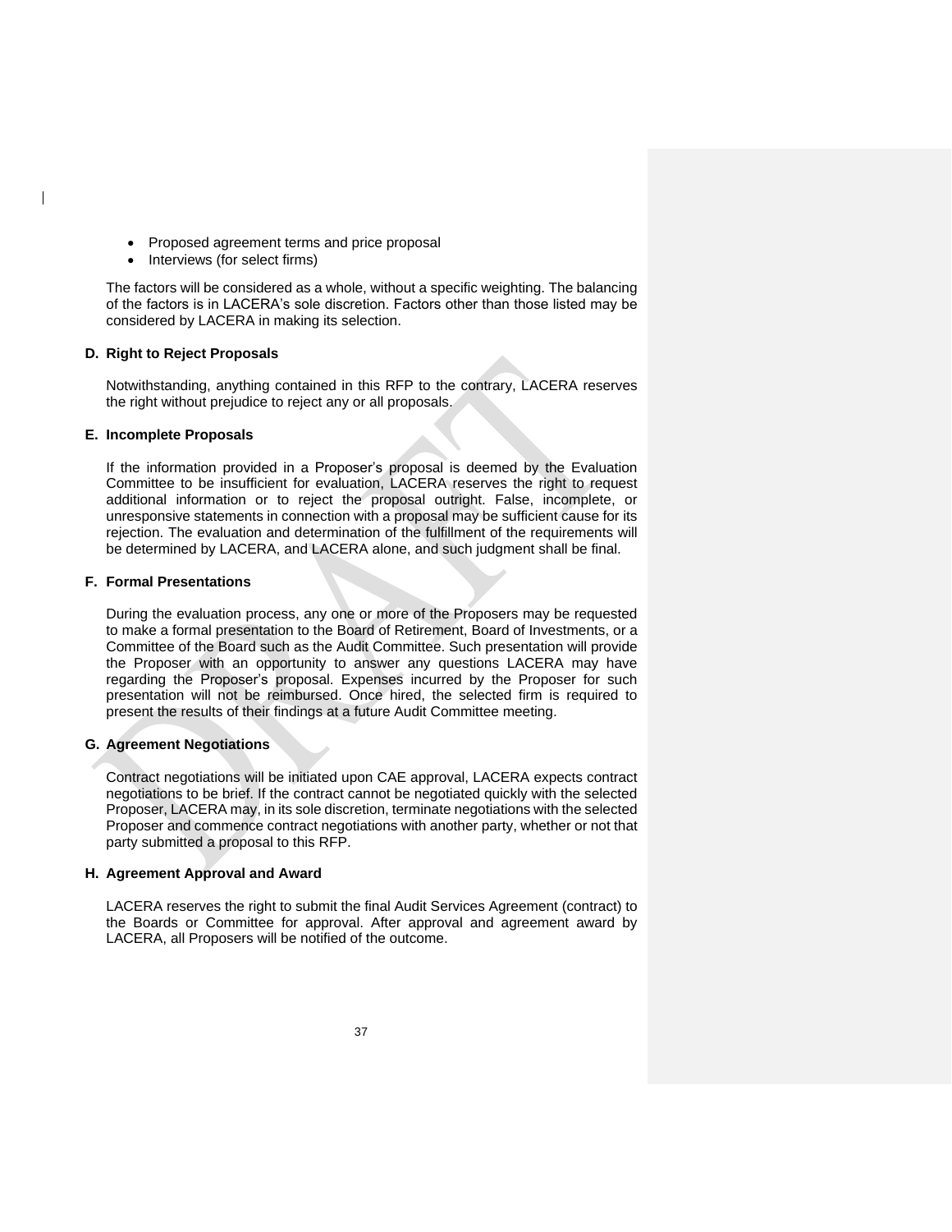- Proposed agreement terms and price proposal
- Interviews (for select firms)

The factors will be considered as a whole, without a specific weighting. The balancing of the factors is in LACERA's sole discretion. Factors other than those listed may be considered by LACERA in making its selection.

**D. Right to Reject Proposals**

Notwithstanding, anything contained in this RFP to the contrary, LACERA reserves the right without prejudice to reject any or all proposals.

**E. Incomplete Proposals**

If the information provided in a Proposer's proposal is deemed by the Evaluation Committee to be insufficient for evaluation, LACERA reserves the right to request additional information or to reject the proposal outright. False, incomplete, or unresponsive statements in connection with a proposal may be sufficient cause for its rejection. The evaluation and determination of the fulfillment of the requirements will be determined by LACERA, and LACERA alone, and such judgment shall be final.

**F. Formal Presentations**

During the evaluation process, any one or more of the Proposers may be requested to make a formal presentation to the Board of Retirement, Board of Investments, or a Committee of the Board such as the Audit Committee. Such presentation will provide the Proposer with an opportunity to answer any questions LACERA may have regarding the Proposer's proposal. Expenses incurred by the Proposer for such presentation will not be reimbursed. Once hired, the selected firm is required to present the results of their findings at a future Audit Committee meeting.

**G. Agreement Negotiations**

Contract negotiations will be initiated upon CAE approval, LACERA expects contract negotiations to be brief. If the contract cannot be negotiated quickly with the selected Proposer, LACERA may, in its sole discretion, terminate negotiations with the selected Proposer and commence contract negotiations with another party, whether or not that party submitted a proposal to this RFP.

**H. Agreement Approval and Award**

LACERA reserves the right to submit the final Audit Services Agreement (contract) to the Boards or Committee for approval. After approval and agreement award by LACERA, all Proposers will be notified of the outcome.